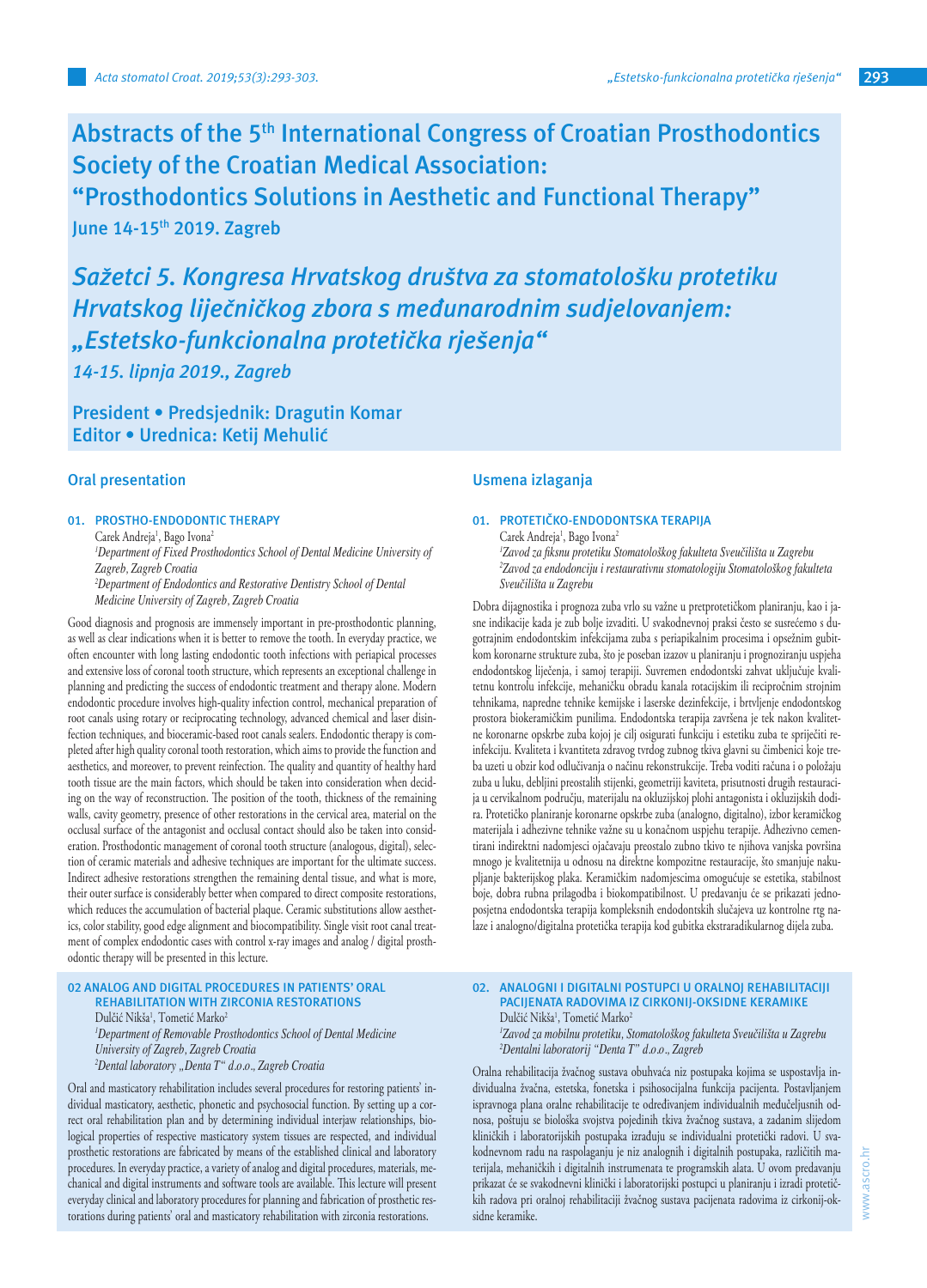# Abstracts of the 5th International Congress of Croatian Prosthodontics Society of the Croatian Medical Association: "Prosthodontics Solutions in Aesthetic and Functional Therapy"

## June 14-15th 2019. Zagreb

# *Sažetci 5. Kongresa Hrvatskog društva za stomatološku protetiku Hrvatskog liječničkog zbora s međunarodnim sudjelovanjem: „Estetsko-funkcionalna protetička rješenja“*

## *14-15. lipnja 2019., Zagreb*

**President • Predsjednik: Dragutin Komar**
**Editor • Urednica: Ketij Mehulić**

## Oral presentation

### 01. PROSTHO-ENDODONTIC THERAPY

Carek Andreja[1], Bago Ivona[2]

*[1]Department of Fixed Prosthodontics School of Dental Medicine University of Zagreb, Zagreb Croatia*
*[2]Department of Endodontics and Restorative Dentistry School of Dental Medicine University of Zagreb, Zagreb Croatia*

Good diagnosis and prognosis are immensely important in pre-prosthodontic planning, as well as clear indications when it is better to remove the tooth. In everyday practice, we often encounter with long lasting endodontic tooth infections with periapical processes and extensive loss of coronal tooth structure, which represents an exceptional challenge in planning and predicting the success of endodontic treatment and therapy alone. Modern endodontic procedure involves high-quality infection control, mechanical preparation of root canals using rotary or reciprocating technology, advanced chemical and laser disinfection techniques, and bioceramic-based root canals sealers. Endodontic therapy is completed after high quality coronal tooth restoration, which aims to provide the function and aesthetics, and moreover, to prevent reinfection. The quality and quantity of healthy hard tooth tissue are the main factors, which should be taken into consideration when deciding on the way of reconstruction. The position of the tooth, thickness of the remaining walls, cavity geometry, presence of other restorations in the cervical area, material on the occlusal surface of the antagonist and occlusal contact should also be taken into consideration. Prosthodontic management of coronal tooth structure (analogous, digital), selection of ceramic materials and adhesive techniques are important for the ultimate success. Indirect adhesive restorations strengthen the remaining dental tissue, and what is more, their outer surface is considerably better when compared to direct composite restorations, which reduces the accumulation of bacterial plaque. Ceramic substitutions allow aesthetics, color stability, good edge alignment and biocompatibility. Single visit root canal treatment of complex endodontic cases with control x-ray images and analog / digital prosthodontic therapy will be presented in this lecture.

### 02 ANALOG AND DIGITAL PROCEDURES IN PATIENTS' ORAL REHABILITATION WITH ZIRCONIA RESTORATIONS

Dulčić Nikša[1], Tometić Marko[2]

*[1]Department of Removable Prosthodontics School of Dental Medicine University of Zagreb, Zagreb Croatia*
*[2]Dental laboratory „Denta T“ d.o.o., Zagreb Croatia*

Oral and masticatory rehabilitation includes several procedures for restoring patients' individual masticatory, aesthetic, phonetic and psychosocial function. By setting up a correct oral rehabilitation plan and by determining individual interjaw relationships, biological properties of respective masticatory system tissues are respected, and individual prosthetic restorations are fabricated by means of the established clinical and laboratory procedures. In everyday practice, a variety of analog and digital procedures, materials, mechanical and digital instruments and software tools are available. This lecture will present everyday clinical and laboratory procedures for planning and fabrication of prosthetic restorations during patients' oral and masticatory rehabilitation with zirconia restorations.

## Usmena izlaganja

### 01. PROTETIČKO-ENDODONTSKA TERAPIJA

Carek Andreja[1], Bago Ivona[2]

*[1]Zavod za fiksnu protetiku Stomatološkog fakulteta Sveučilišta u Zagrebu*
*[2]Zavod za endodonciju i restaurativnu stomatologiju Stomatološkog fakulteta Sveučilišta u Zagrebu*

Dobra dijagnostika i prognoza zuba vrlo su važne u pretprotetičkom planiranju, kao i jasne indikacije kada je zub bolje izvaditi. U svakodnevnoj praksi često se susrećemo s dugotrajnim endodontskim infekcijama zuba s periapikalnim procesima i opsežnim gubitkom koronarne strukture zuba, što je poseban izazov u planiranju i prognoziranju uspjeha endodontskog liječenja, i samoj terapiji. Suvremen endodontski zahvat uključuje kvalitetnu kontrolu infekcije, mehaničku obradu kanala rotacijskim ili recipročnim strojnim tehnikama, napredne tehnike kemijske i laserske dezinfekcije, i brtvljenje endodontskog prostora biokeramičkim punilima. Endodontska terapija završena je tek nakon kvalitetne koronarne opskrbe zuba kojoj je cilj osigurati funkciju i estetiku zuba te spriječiti reinfekciju. Kvaliteta i kvantiteta zdravog tvrdog zubnog tkiva glavni su čimbenici koje treba uzeti u obzir kod odlučivanja o načinu rekonstrukcije. Treba voditi računa i o položaju zuba u luku, debljini preostalih stijenki, geometriji kaviteta, prisutnosti drugih restauracija u cervikalnom području, materijalu na okluzijskoj plohi antagonista i okluzijskih dodira. Protetičko planiranje koronarne opskrbe zuba (analogno, digitalno), izbor keramičkog materijala i adhezivne tehnike važne su u konačnom uspjehu terapije. Adhezivno cementirani indirektni nadomjesci ojačavaju preostalo zubno tkivo te njihova vanjska površina mnogo je kvalitetnija u odnosu na direktne kompozitne restauracije, što smanjuje nakupljanje bakterijskog plaka. Keramičkim nadomjescima omogućuje se estetika, stabilnost boje, dobra rubna prilagodba i biokompatibilnost. U predavanju će se prikazati jednoposjetna endodontska terapija kompleksnih endodontskih slučajeva uz kontrolne rtg nalaze i analogno/digitalna protetička terapija kod gubitka ekstraradikularnog dijela zuba.

### 02. ANALOGNI I DIGITALNI POSTUPCI U ORALNOJ REHABILITACIJI PACIJENATA RADOVIMA IZ CIRKONIJ-OKSIDNE KERAMIKE

Dulčić Nikša[1], Tometić Marko[2]

*[1]Zavod za mobilnu protetiku, Stomatološkog fakulteta Sveučilišta u Zagrebu*
*[2]Dentalni laboratorij "Denta T" d.o.o., Zagreb*

Oralna rehabilitacija žvačnog sustava obuhvaća niz postupaka kojima se uspostavlja individualna žvačna, estetska, fonetska i psihosocijalna funkcija pacijenta. Postavljanjem ispravnoga plana oralne rehabilitacije te određivanjem individualnih međučeljusnih odnosa, poštuju se biološka svojstva pojedinih tkiva žvačnog sustava, a zadanim slijedom kliničkih i laboratorijskih postupaka izrađuju se individualni protetički radovi. U svakodnevnom radu na raspolaganju je niz analognih i digitalnih postupaka, različitih materijala, mehaničkih i digitalnih instrumenata te programskih alata. U ovom predavanju prikazat će se svakodnevni klinički i laboratorijski postupci u planiranju i izradi protetičkih radova pri oralnoj rehabilitaciji žvačnog sustava pacijenata radovima iz cirkonij-oksidne keramike.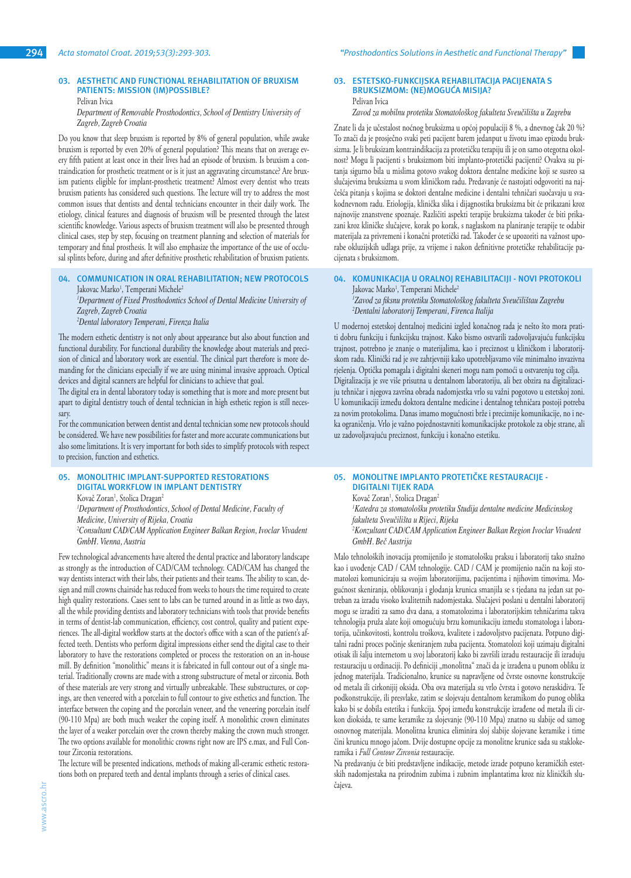## 03. AESTHETIC AND FUNCTIONAL REHABILITATION OF BRUXISM PATIENTS: MISSION (IM)POSSIBLE?

Pelivan Ivica

*Department of Removable Prosthodontics, School of Dentistry University of Zagreb, Zagreb Croatia*

Do you know that sleep bruxism is reported by 8% of general population, while awake bruxism is reported by even 20% of general population? This means that on average every fifth patient at least once in their lives had an episode of bruxism. Is bruxism a contraindication for prosthetic treatment or is it just an aggravating circumstance? Are bruxism patients eligible for implant-prosthetic treatment? Almost every dentist who treats bruxism patients has considered such questions. The lecture will try to address the most common issues that dentists and dental technicians encounter in their daily work. The etiology, clinical features and diagnosis of bruxism will be presented through the latest scientific knowledge. Various aspects of bruxism treatment will also be presented through clinical cases, step by step, focusing on treatment planning and selection of materials for temporary and final prosthesis. It will also emphasize the importance of the use of occlusal splints before, during and after definitive prosthetic rehabilitation of bruxism patients.

## 03. ESTETSKO-FUNKCIJSKA REHABILITACIJA PACIJENATA S BRUKSIZMOM: (NE)MOGUĆA MISIJA?

Pelivan Ivica

*Zavod za mobilnu protetiku Stomatološkog fakulteta Sveučilišta u Zagrebu*

Znate li da je učestalost noćnog bruksizma u općoj populaciji 8 %, a dnevnog čak 20 %? To znači da je prosječno svaki peti pacijent barem jedanput u životu imao epizodu bruksizma. Je li bruksizam kontraindikacija za protetičku terapiju ili je on samo otegotna okolnost? Mogu li pacijenti s bruksizmom biti implanto-protetički pacijenti? Ovakva su pitanja sigurno bila u mislima gotovo svakog doktora dentalne medicine koji se susreo sa slučajevima bruksizma u svom kliničkom radu. Predavanje će nastojati odgovoriti na najčešća pitanja s kojima se doktori dentalne medicine i dentalni tehničari suočavaju u svakodnevnom radu. Etiologija, klinička slika i dijagnostika bruksizma bit će prikazani kroz najnovije znanstvene spoznaje. Različiti aspekti terapije bruksizma također će biti prikazani kroz kliničke slučajeve, korak po korak, s naglaskom na planiranje terapije te odabir materijala za privremeni i konačni protetički rad. Također će se upozoriti na važnost uporabe okluzijskih udlaga prije, za vrijeme i nakon definitivne protetičke rehabilitacije pacijenata s bruksizmom.

## 04. COMMUNICATION IN ORAL REHABILITATION; NEW PROTOCOLS

Jakovac Marko[1], Temperani Michele[2]

[1]*Department of Fixed Prosthodontics School of Dental Medicine University of Zagreb, Zagreb Croatia*

[2]*Dental laboratory Temperani, Firenza Italia*

The modern esthetic dentistry is not only about appearance but also about function and functional durability. For functional durability the knowledge about materials and precision of clinical and laboratory work are essential. The clinical part therefore is more demanding for the clinicians especially if we are using minimal invasive approach. Optical devices and digital scanners are helpful for clinicians to achieve that goal.

The digital era in dental laboratory today is something that is more and more present but apart to digital dentistry touch of dental technician in high esthetic region is still necessary.

For the communication between dentist and dental technician some new protocols should be considered. We have new possibilities for faster and more accurate communications but also some limitations. It is very important for both sides to simplify protocols with respect to precision, function and esthetics.

## 04. KOMUNIKACIJA U ORALNOJ REHABILITACIJI - NOVI PROTOKOLI

Jakovac Marko[1], Temperani Michele[2]

[1]*Zavod za fiksnu protetiku Stomatološkog fakulteta Sveučilištau Zagrebu*

[2]*Dentalni laboratorij Temperani, Firenca Italija*

U modernoj estetskoj dentalnoj medicini izgled konačnog rada je nešto što mora pratiti dobru funkciju i funkcijsku trajnost. Kako bismo ostvarili zadovoljavajuću funkcijsku trajnost, potrebno je znanje o materijalima, kao i preciznost u kliničkom i laboratorijskom radu. Klinički rad je sve zahtjevniji kako upotrebljavamo više minimalno invazivna rješenja. Optička pomagala i digitalni skeneri mogu nam pomoći u ostvarenju tog cilja.

Digitalizacija je sve više prisutna u dentalnom laboratoriju, ali bez obzira na digitalizaciju tehničar i njegova završna obrada nadomjestka vrlo su važni pogotovo u estetskoj zoni.

U komunikaciji između doktora dentalne medicine i dentalnog tehničara postoji potreba za novim protokolima. Danas imamo mogućnosti brže i preciznije komunikacije, no i neka ograničenja. Vrlo je važno pojednostavniti komunikacijske protokole za obje strane, ali uz zadovoljavajuću preciznost, funkciju i konačno estetiku.

## 05. MONOLITHIC IMPLANT-SUPPORTED RESTORATIONS DIGITAL WORKFLOW IN IMPLANT DENTISTRY

Kovač Zoran[1], Stolica Dragan[2]

[1]*Department of Prosthodontics, School of Dental Medicine, Faculty of Medicine, University of Rijeka, Croatia*

[2]*Consultant CAD/CAM Application Engineer Balkan Region, Ivoclar Vivadent GmbH. Vienna, Austria*

Few technological advancements have altered the dental practice and laboratory landscape as strongly as the introduction of CAD/CAM technology. CAD/CAM has changed the way dentists interact with their labs, their patients and their teams. The ability to scan, design and mill crowns chairside has reduced from weeks to hours the time required to create high quality restorations. Cases sent to labs can be turned around in as little as two days, all the while providing dentists and laboratory technicians with tools that provide benefits in terms of dentist-lab communication, efficiency, cost control, quality and patient experiences. The all-digital workflow starts at the doctor's office with a scan of the patient's affected teeth. Dentists who perform digital impressions either send the digital case to their laboratory to have the restorations completed or process the restoration on an in-house mill. By definition "monolithic" means it is fabricated in full contour out of a single material. Traditionally crowns are made with a strong substructure of metal or zirconia. Both of these materials are very strong and virtually unbreakable. These substructures, or copings, are then veneered with a porcelain to full contour to give esthetics and function. The interface between the coping and the porcelain veneer, and the veneering porcelain itself (90-110 Mpa) are both much weaker the coping itself. A monolithic crown eliminates the layer of a weaker porcelain over the crown thereby making the crown much stronger. The two options available for monolithic crowns right now are IPS e.max, and Full Contour Zirconia restorations.

The lecture will be presented indications, methods of making all-ceramic esthetic restorations both on prepared teeth and dental implants through a series of clinical cases.

## 05. MONOLITNE IMPLANTO PROTETIČKE RESTAURACIJE - DIGITALNI TIJEK RADA

Kovač Zoran[1], Stolica Dragan[2]

[1]*Katedra za stomatološku protetiku Studija dentalne medicine Medicinskog fakulteta Sveučilišta u Rijeci, Rijeka*

[2]*Konzultant CAD/CAM Application Engineer Balkan Region Ivoclar Vivadent GmbH. Beč Austrija*

Malo tehnoloških inovacija promijenilo je stomatološku praksu i laboratorij tako snažno kao i uvođenje CAD / CAM tehnologije. CAD / CAM je promijenio način na koji stomatolozi komuniciraju sa svojim laboratorijima, pacijentima i njihovim timovima. Mogućnost skeniranja, oblikovanja i glodanja krunica smanjila se s tjedana na jedan sat potreban za izradu visoko kvalitetnih nadomjestaka. Slučajevi poslani u dentalni laboratorij mogu se izraditi za samo dva dana, a stomatolozima i laboratorijskim tehničarima takva tehnologija pruža alate koji omogućuju brzu komunikaciju između stomatologa i laboratorija, učinkovitosti, kontrolu troškova, kvalitete i zadovoljstvo pacijenata. Potpuno digitalni radni proces počinje skeniranjem zuba pacijenta. Stomatolozi koji uzimaju digitalni otisak ili šalju internetom u svoj laboratorij kako bi završili izradu restauracije ili izrađuju restauraciju u ordinaciji. Po definiciji „monolitna" znači da je izrađena u punom obliku iz jednog materijala. Tradicionalno, krunice su napravljene od čvrste osnovne konstrukcije od metala ili cirkonijij oksida. Oba ova materijala su vrlo čvrsta i gotovo neraskidiva. Te podkonstrukcije, ili presvlake, zatim se slojevaju dentalnom keramikom do punog oblika kako bi se dobila estetika i funkcija. Spoj između konstrukcije izrađene od metala ili cirkon dioksida, te same keramike za slojevanje (90-110 Mpa) znatno su slabije od samog osnovnog materijala. Monolitna krunica eliminira sloj slabije slojevane keramike i time čini krunicu mnogo jačom. Dvije dostupne opcije za monolitne krunice sada su staklokeramika i *Full Contour Zirconia* restauracije.

Na predavanju će biti predstavljene indikacije, metode izrade potpuno keramičkih estetskih nadomjestaka na prirodnim zubima i zubnim implantatima kroz niz kliničkih slučajeva.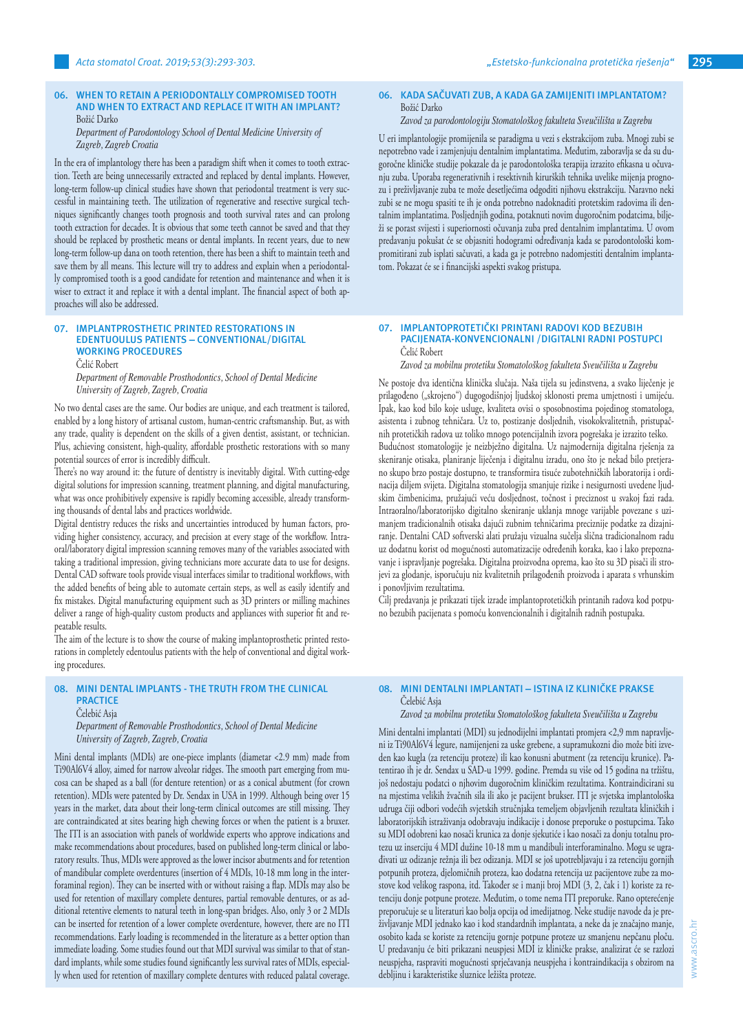## 06. WHEN TO RETAIN A PERIODONTALLY COMPROMISED TOOTH AND WHEN TO EXTRACT AND REPLACE IT WITH AN IMPLANT?

Božić Darko

*Department of Parodontology School of Dental Medicine University of Zagreb, Zagreb Croatia*

In the era of implantology there has been a paradigm shift when it comes to tooth extraction. Teeth are being unnecessarily extracted and replaced by dental implants. However, long-term follow-up clinical studies have shown that periodontal treatment is very successful in maintaining teeth. The utilization of regenerative and resective surgical techniques significantly changes tooth prognosis and tooth survival rates and can prolong tooth extraction for decades. It is obvious that some teeth cannot be saved and that they should be replaced by prosthetic means or dental implants. In recent years, due to new long-term follow-up dana on tooth retention, there has been a shift to maintain teeth and save them by all means. This lecture will try to address and explain when a periodontally compromised tooth is a good candidate for retention and maintenance and when it is wiser to extract it and replace it with a dental implant. The financial aspect of both approaches will also be addressed.

## 07. IMPLANTPROSTHETIC PRINTED RESTORATIONS IN EDENTUOULUS PATIENTS – CONVENTIONAL/DIGITAL WORKING PROCEDURES

Čelić Robert

*Department of Removable Prosthodontics, School of Dental Medicine University of Zagreb, Zagreb, Croatia*

No two dental cases are the same. Our bodies are unique, and each treatment is tailored, enabled by a long history of artisanal custom, human-centric craftsmanship. But, as with any trade, quality is dependent on the skills of a given dentist, assistant, or technician. Plus, achieving consistent, high-quality, affordable prosthetic restorations with so many potential sources of error is incredibly difficult.

There's no way around it: the future of dentistry is inevitably digital. With cutting-edge digital solutions for impression scanning, treatment planning, and digital manufacturing, what was once prohibitively expensive is rapidly becoming accessible, already transforming thousands of dental labs and practices worldwide.

Digital dentistry reduces the risks and uncertainties introduced by human factors, providing higher consistency, accuracy, and precision at every stage of the workflow. Intraoral/laboratory digital impression scanning removes many of the variables associated with taking a traditional impression, giving technicians more accurate data to use for designs. Dental CAD software tools provide visual interfaces similar to traditional workflows, with the added benefits of being able to automate certain steps, as well as easily identify and fix mistakes. Digital manufacturing equipment such as 3D printers or milling machines deliver a range of high-quality custom products and appliances with superior fit and repeatable results.

The aim of the lecture is to show the course of making implantoprosthetic printed restorations in completely edentoulus patients with the help of conventional and digital working procedures.

## 08. MINI DENTAL IMPLANTS - THE TRUTH FROM THE CLINICAL PRACTICE

Čelebić Asja

*Department of Removable Prosthodontics, School of Dental Medicine University of Zagreb, Zagreb, Croatia*

Mini dental implants (MDIs) are one-piece implants (diametar <2.9 mm) made from Ti90Al6V4 alloy, aimed for narrow alveolar ridges. The smooth part emerging from mucosa can be shaped as a ball (for denture retention) or as a conical abutment (for crown retention). MDIs were patented by Dr. Sendax in USA in 1999. Although being over 15 years in the market, data about their long-term clinical outcomes are still missing. They are contraindicated at sites bearing high chewing forces or when the patient is a bruxer. The ITI is an association with panels of worldwide experts who approve indications and make recommendations about procedures, based on published long-term clinical or laboratory results. Thus, MDIs were approved as the lower incisor abutments and for retention of mandibular complete overdentures (insertion of 4 MDIs, 10-18 mm long in the interforaminal region). They can be inserted with or without raising a flap. MDIs may also be used for retention of maxillary complete dentures, partial removable dentures, or as additional retentive elements to natural teeth in long-span bridges. Also, only 3 or 2 MDIs can be inserted for retention of a lower complete overdenture, however, there are no ITI recommendations. Early loading is recommended in the literature as a better option than immediate loading. Some studies found out that MDI survival was similar to that of standard implants, while some studies found significantly less survival rates of MDIs, especially when used for retention of maxillary complete dentures with reduced palatal coverage.

## 06. KADA SAČUVATI ZUB, A KADA GA ZAMIJENITI IMPLANTATOM?

Božić Darko

*Zavod za parodontologiju Stomatološkog fakulteta Sveučilišta u Zagrebu*

U eri implantologije promijenila se paradigma u vezi s ekstrakcijom zuba. Mnogi zubi se nepotrebno vade i zamjenjuju dentalnim implantatima. Međutim, zaboravlja se da su dugoročne kliničke studije pokazale da je parodontološka terapija izrazito efikasna u očuvanju zuba. Uporaba regenerativnih i resektivnih kirurških tehnika uvelike mijenja prognozu i preživljavanje zuba te može desetljećima odgoditi njihovu ekstrakciju. Naravno neki zubi se ne mogu spasiti te ih je onda potrebno nadoknaditi protetskim radovima ili dentalnim implantatima. Posljednjih godina, potaknuti novim dugoročnim podatcima, bilježi se porast svijesti i superiornosti očuvanja zuba pred dentalnim implantatima. U ovom predavanju pokušat će se objasniti hodogrami određivanja kada se parodontološki kompromitirani zub isplati sačuvati, a kada ga je potrebno nadomjestiti dentalnim implantatom. Pokazat će se i financijski aspekti svakog pristupa.

## 07. IMPLANTOPROTETIČKI PRINTANI RADOVI KOD BEZUBIH PACIJENATA-KONVENCIONALNI /DIGITALNI RADNI POSTUPCI

Čelić Robert

*Zavod za mobilnu protetiku Stomatološkog fakulteta Sveučilišta u Zagrebu*

Ne postoje dva identična klinička slučaja. Naša tijela su jedinstvena, a svako liječenje je prilagođeno („skrojeno") dugogodišnjoj ljudskoj sklonosti prema umjetnosti i umijeću. Ipak, kao kod bilo koje usluge, kvaliteta ovisi o sposobnostima pojedinog stomatologa, asistenta i zubnog tehničara. Uz to, postizanje dosljednih, visokokvalitetnih, pristupačnih protetičkih radova uz toliko mnogo potencijalnih izvora pogrešaka je izrazito teško.

Budućnost stomatologije je neizbježno digitalna. Uz najmodernija digitalna rješenja za skeniranje otisaka, planiranje liječenja i digitalnu izradu, ono što je nekad bilo pretjerano skupo brzo postaje dostupno, te transformira tisuće zubotehničkih laboratorija i ordinacija diljem svijeta. Digitalna stomatologija smanjuje rizike i nesigurnosti uvedene ljudskim čimbenicima, pružajući veću dosljednost, točnost i preciznost u svakoj fazi rada. Intraoralno/laboratorijsko digitalno skeniranje uklanja mnoge varijable povezane s uzimanjem tradicionalnih otisaka dajući zubnim tehničarima preciznije podatke za dizajniranje. Dentalni CAD softverski alati pružaju vizualna sučelja slična tradicionalnom radu uz dodatnu korist od mogućnosti automatizacije određenih koraka, kao i lako prepoznavanje i ispravljanje pogrešaka. Digitalna proizvodna oprema, kao što su 3D pisači ili strojevi za glodanje, isporučuju niz kvalitetnih prilagođenih proizvoda i aparata s vrhunskim i ponovljivim rezultatima.

Cilj predavanja je prikazati tijek izrade implantoprotetičkih printanih radova kod potpuno bezubih pacijenata s pomoću konvencionalnih i digitalnih radnih postupaka.

## 08. MINI DENTALNI IMPLANTATI – ISTINA IZ KLINIČKE PRAKSE

Čelebić Asja

*Zavod za mobilnu protetiku Stomatološkog fakulteta Sveučilišta u Zagrebu*

Mini dentalni implantati (MDI) su jednodijelni implantati promjera <2,9 mm napravljeni iz Ti90Al6V4 legure, namijenjeni za uske grebene, a supramukozni dio može biti izveden kao kugla (za retenciju proteze) ili kao konusni abutment (za retenciju krunice). Patentirao ih je dr. Sendax u SAD-u 1999. godine. Premda su više od 15 godina na tržištu, još nedostaju podatci o njihovim dugoročnim kliničkim rezultatima. Kontraindicirani su na mjestima velikih žvačnih sila ili ako je pacijent brukser. ITI je svjetska implantološka udruga čiji odbori vodećih svjetskih stručnjaka temeljem objavljenih rezultata kliničkih i laboratorijskih istraživanja odobravaju indikacije i donose preporuke o postupcima. Tako su MDI odobreni kao nosači krunica za donje sjekutiće i kao nosači za donju totalnu protezu uz inserciju 4 MDI dužine 10-18 mm u mandibuli interforaminalno. Mogu se ugrađivati uz odizanje režnja ili bez odizanja. MDI se još upotrebljavaju i za retenciju gornjih potpunih proteza, djelomičnih proteza, kao dodatna retencija uz pacijentove zube za mostove kod velikog raspona, itd. Također se i manji broj MDI (3, 2, čak i 1) koriste za retenciju donje potpune proteze. Međutim, o tome nema ITI preporuke. Rano opterećenje preporučuje se u literaturi kao bolja opcija od imedijatnog. Neke studije navode da je preživljavanje MDI jednako kao i kod standardnih implantata, a neke da je značajno manje, osobito kada se koriste za retenciju gornje potpune proteze uz smanjenu nepčanu ploču. U predavanju će biti prikazani neuspjesi MDI iz kliničke prakse, analizirat će se razlozi neuspjeha, raspraviti mogućnosti sprječavanja neuspjeha i kontraindikacija s obzirom na debljinu i karakteristike sluznice ležišta proteze.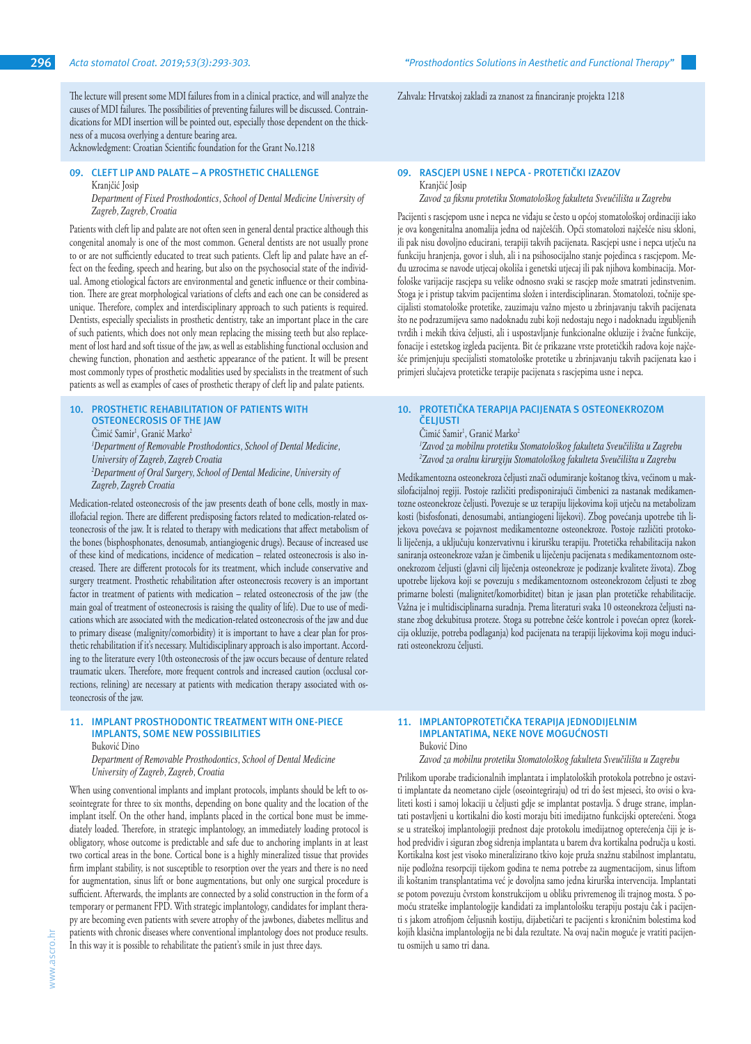The lecture will present some MDI failures from in a clinical practice, and will analyze the causes of MDI failures. The possibilities of preventing failures will be discussed. Contraindications for MDI insertion will be pointed out, especially those dependent on the thickness of a mucosa overlying a denture bearing area.
Acknowledgment: Croatian Scientific foundation for the Grant No.1218

Zahvala: Hrvatskoj zakladi za znanost za financiranje projekta 1218

## 09. CLEFT LIP AND PALATE – A PROSTHETIC CHALLENGE

Kranjčić Josip

*Department of Fixed Prosthodontics, School of Dental Medicine University of Zagreb, Zagreb, Croatia*

Patients with cleft lip and palate are not often seen in general dental practice although this congenital anomaly is one of the most common. General dentists are not usually prone to or are not sufficiently educated to treat such patients. Cleft lip and palate have an effect on the feeding, speech and hearing, but also on the psychosocial state of the individual. Among etiological factors are environmental and genetic influence or their combination. There are great morphological variations of clefts and each one can be considered as unique. Therefore, complex and interdisciplinary approach to such patients is required. Dentists, especially specialists in prosthetic dentistry, take an important place in the care of such patients, which does not only mean replacing the missing teeth but also replacement of lost hard and soft tissue of the jaw, as well as establishing functional occlusion and chewing function, phonation and aesthetic appearance of the patient. It will be present most commonly types of prosthetic modalities used by specialists in the treatment of such patients as well as examples of cases of prosthetic therapy of cleft lip and palate patients.

## 09. RASCJEPI USNE I NEPCA - PROTETIČKI IZAZOV

Kranjčić Josip

*Zavod za fiksnu protetiku Stomatološkog fakulteta Sveučilišta u Zagrebu*

Pacijenti s rascjepom usne i nepca ne viđaju se često u općoj stomatološkoj ordinaciji iako je ova kongenitalna anomalija jedna od najčešćih. Opći stomatolozi najčešće nisu skloni, ili pak nisu dovoljno educirani, terapiji takvih pacijenata. Rascjepi usne i nepca utječu na funkciju hranjenja, govor i sluh, ali i na psihosocijalno stanje pojedinca s rascjepom. Među uzrocima se navode utjecaj okoliša i genetski utjecaj ili pak njihova kombinacija. Morfološke varijacije rascjepa su velike odnosno svaki se rascjep može smatrati jedinstvenim. Stoga je i pristup takvim pacijentima složen i interdisciplinaran. Stomatolozi, točnije specijalisti stomatološke protetike, zauzimaju važno mjesto u zbrinjavanju takvih pacijenata što ne podrazumijeva samo nadoknadu zubi koji nedostaju nego i nadoknadu izgubljenih tvrdih i mekih tkiva čeljusti, ali i uspostavljanje funkcionalne okluzije i žvačne funkcije, fonacije i estetskog izgleda pacijenta. Bit će prikazane vrste protetičkih radova koje najčešće primjenjuju specijalisti stomatološke protetike u zbrinjavanju takvih pacijenata kao i primjeri slučajeva protetičke terapije pacijenata s rascjepima usne i nepca.

## 10. PROSTHETIC REHABILITATION OF PATIENTS WITH OSTEONECROSIS OF THE JAW

Čimić Samir[1], Granić Marko[2]

*[1]Department of Removable Prosthodontics, School of Dental Medicine, University of Zagreb, Zagreb Croatia*
*[2]Department of Oral Surgery, School of Dental Medicine, University of Zagreb, Zagreb Croatia*

Medication-related osteonecrosis of the jaw presents death of bone cells, mostly in maxillofacial region. There are different predisposing factors related to medication-related osteonecrosis of the jaw. It is related to therapy with medications that affect metabolism of the bones (bisphosphonates, denosumab, antiangiogenic drugs). Because of increased use of these kind of medications, incidence of medication – related osteonecrosis is also increased. There are different protocols for its treatment, which include conservative and surgery treatment. Prosthetic rehabilitation after osteonecrosis recovery is an important factor in treatment of patients with medication – related osteonecrosis of the jaw (the main goal of treatment of osteonecrosis is raising the quality of life). Due to use of medications which are associated with the medication-related osteonecrosis of the jaw and due to primary disease (malignity/comorbidity) it is important to have a clear plan for prosthetic rehabilitation if it's necessary. Multidisciplinary approach is also important. According to the literature every 10th osteonecrosis of the jaw occurs because of denture related traumatic ulcers. Therefore, more frequent controls and increased caution (occlusal corrections, relining) are necessary at patients with medication therapy associated with osteonecrosis of the jaw.

## 10. PROTETIČKA TERAPIJA PACIJENATA S OSTEONEKROZOM ČELJUSTI

Čimić Samir[1], Granić Marko[2]

*[1]Zavod za mobilnu protetiku Stomatološkog fakulteta Sveučilišta u Zagrebu*
*[2]Zavod za oralnu kirurgiju Stomatološkog fakulteta Sveučilišta u Zagrebu*

Medikamentozna osteonekroza čeljusti znači odumiranje koštanog tkiva, većinom u maksilofacijalnoj regiji. Postoje različiti predisponirajući čimbenici za nastanak medikamentozne osteonekroze čeljusti. Povezuje se uz terapiju lijekovima koji utječu na metabolizam kosti (bisfosfonati, denosumabi, antiangiogeni lijekovi). Zbog povećanja upotrebe tih lijekova povećava se pojavnost medikamentozne osteonekroze. Postoje različiti protokoli liječenja, a uključuju konzervativnu i kiruršku terapiju. Protetička rehabilitacija nakon saniranja osteonekroze važan je čimbenik u liječenju pacijenata s medikamentoznom osteonekrozom čeljusti (glavni cilj liječenja osteonekroze je podizanje kvalitete života). Zbog upotrebe lijekova koji se povezuju s medikamentoznom osteonekrozom čeljusti te zbog primarne bolesti (malignitet/komorbiditet) bitan je jasan plan protetičke rehabilitacije. Važna je i multidisciplinarna suradnja. Prema literaturi svaka 10 osteonekroza čeljusti nastane zbog dekubitusa proteze. Stoga su potrebne češće kontrole i povećan oprez (korekcija okluzije, potreba podlaganja) kod pacijenata na terapiji lijekovima koji mogu inducirati osteonekrozu čeljusti.

## 11. IMPLANT PROSTHODONTIC TREATMENT WITH ONE-PIECE IMPLANTS, SOME NEW POSSIBILITIES

Buković Dino

*Department of Removable Prosthodontics, School of Dental Medicine University of Zagreb, Zagreb, Croatia*

When using conventional implants and implant protocols, implants should be left to osseointegrate for three to six months, depending on bone quality and the location of the implant itself. On the other hand, implants placed in the cortical bone must be immediately loaded. Therefore, in strategic implantology, an immediately loading protocol is obligatory, whose outcome is predictable and safe due to anchoring implants in at least two cortical areas in the bone. Cortical bone is a highly mineralized tissue that provides firm implant stability, is not susceptible to resorption over the years and there is no need for augmentation, sinus lift or bone augmentations, but only one surgical procedure is sufficient. Afterwards, the implants are connected by a solid construction in the form of a temporary or permanent FPD. With strategic implantology, candidates for implant therapy are becoming even patients with severe atrophy of the jawbones, diabetes mellitus and patients with chronic diseases where conventional implantology does not produce results. In this way it is possible to rehabilitate the patient's smile in just three days.

## 11. IMPLANTOPROTETIČKA TERAPIJA JEDNODIJELNIM IMPLANTATIMA, NEKE NOVE MOGUĆNOSTI

Buković Dino

*Zavod za mobilnu protetiku Stomatološkog fakulteta Sveučilišta u Zagrebu*

Prilikom uporabe tradicionalnih implantata i implatoloških protokola potrebno je ostaviti implantate da neometano cijele (oseointegriraju) od tri do šest mjeseci, što ovisi o kvaliteti kosti i samoj lokaciji u čeljusti gdje se implantat postavlja. S druge strane, implantati postavljeni u kortikalni dio kosti moraju biti imedijatno funkcijski opterećeni. Stoga se u strateškoj implantologiji prednost daje protokolu imedijatnog opterećenja čiji je ishod predvidiv i siguran zbog sidrenja implantata u barem dva kortikalna područja u kosti. Kortikalna kost jest visoko mineralizirano tkivo koje pruža snažnu stabilnost implantatu, nije podložna resorpciji tijekom godina te nema potrebe za augmentacijom, sinus liftom ili koštanim transplantatima već je dovoljna samo jedna kirurška intervencija. Implantati se potom povezuju čvrstom konstrukcijom u obliku privremenog ili trajnog mosta. S pomoću strateške implantologije kandidati za implantološku terapiju postaju čak i pacijenti s jakom atrofijom čeljusnih kostiju, dijabetičari te pacijenti s kroničnim bolestima kod kojih klasična implantologija ne bi dala rezultate. Na ovaj način moguće je vratiti pacijentu osmijeh u samo tri dana.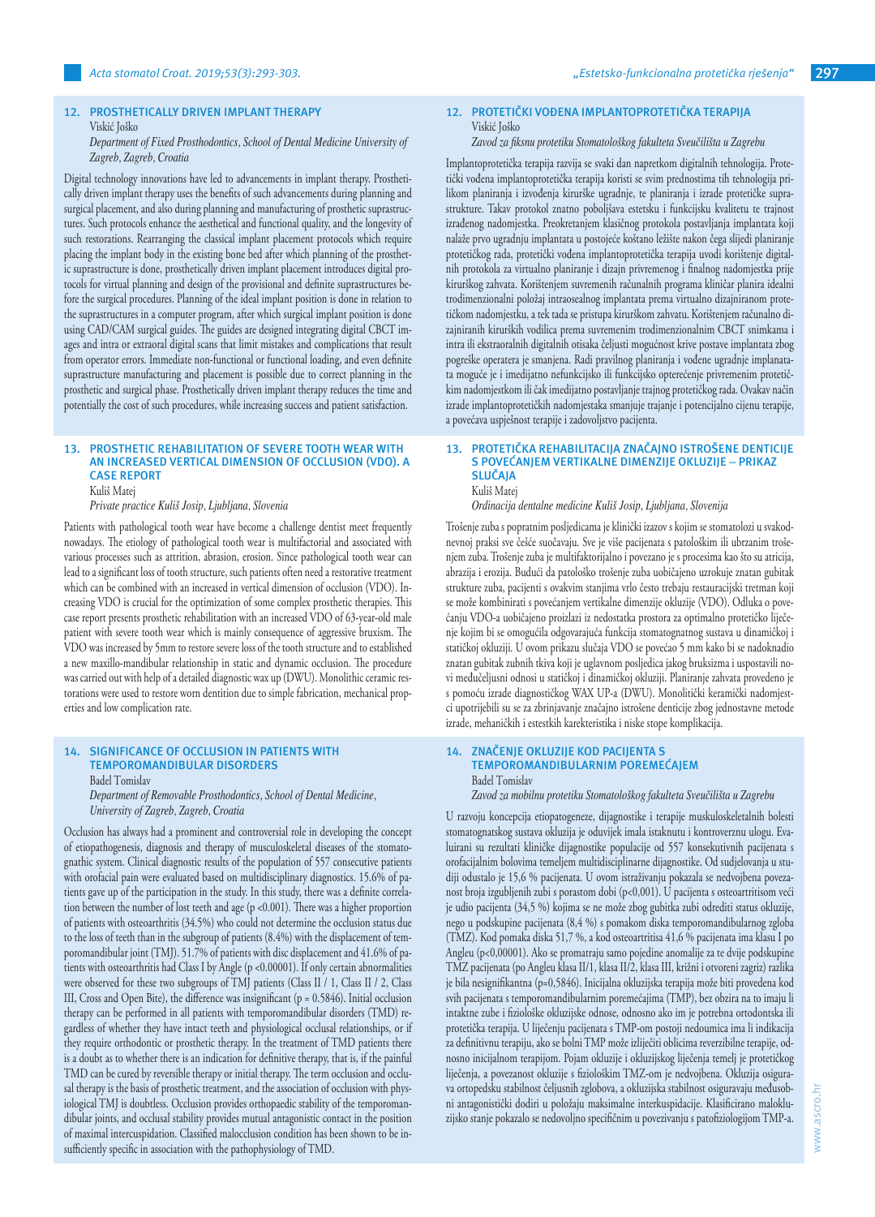## 12. PROSTHETICALLY DRIVEN IMPLANT THERAPY

Viskić Joško

*Department of Fixed Prosthodontics, School of Dental Medicine University of Zagreb, Zagreb, Croatia*

Digital technology innovations have led to advancements in implant therapy. Prosthetically driven implant therapy uses the benefits of such advancements during planning and surgical placement, and also during planning and manufacturing of prosthetic suprastructures. Such protocols enhance the aesthetical and functional quality, and the longevity of such restorations. Rearranging the classical implant placement protocols which require placing the implant body in the existing bone bed after which planning of the prosthetic suprastructure is done, prosthetically driven implant placement introduces digital protocols for virtual planning and design of the provisional and definite suprastructures before the surgical procedures. Planning of the ideal implant position is done in relation to the suprastructures in a computer program, after which surgical implant position is done using CAD/CAM surgical guides. The guides are designed integrating digital CBCT images and intra or extraoral digital scans that limit mistakes and complications that result from operator errors. Immediate non-functional or functional loading, and even definite suprastructure manufacturing and placement is possible due to correct planning in the prosthetic and surgical phase. Prosthetically driven implant therapy reduces the time and potentially the cost of such procedures, while increasing success and patient satisfaction.

## 13. PROSTHETIC REHABILITATION OF SEVERE TOOTH WEAR WITH AN INCREASED VERTICAL DIMENSION OF OCCLUSION (VDO). A CASE REPORT

Kuliš Matej

*Private practice Kuliš Josip, Ljubljana, Slovenia*

Patients with pathological tooth wear have become a challenge dentist meet frequently nowadays. The etiology of pathological tooth wear is multifactorial and associated with various processes such as attrition, abrasion, erosion. Since pathological tooth wear can lead to a significant loss of tooth structure, such patients often need a restorative treatment which can be combined with an increased in vertical dimension of occlusion (VDO). Increasing VDO is crucial for the optimization of some complex prosthetic therapies. This case report presents prosthetic rehabilitation with an increased VDO of 63-year-old male patient with severe tooth wear which is mainly consequence of aggressive bruxism. The VDO was increased by 5mm to restore severe loss of the tooth structure and to established a new maxillo-mandibular relationship in static and dynamic occlusion. The procedure was carried out with help of a detailed diagnostic wax up (DWU). Monolithic ceramic restorations were used to restore worn dentition due to simple fabrication, mechanical properties and low complication rate.

## 14. SIGNIFICANCE OF OCCLUSION IN PATIENTS WITH TEMPOROMANDIBULAR DISORDERS

Badel Tomislav

*Department of Removable Prosthodontics, School of Dental Medicine, University of Zagreb, Zagreb, Croatia*

Occlusion has always had a prominent and controversial role in developing the concept of etiopathogenesis, diagnosis and therapy of musculoskeletal diseases of the stomatognathic system. Clinical diagnostic results of the population of 557 consecutive patients with orofacial pain were evaluated based on multidisciplinary diagnostics. 15.6% of patients gave up of the participation in the study. In this study, there was a definite correlation between the number of lost teeth and age ($p < 0.001$). There was a higher proportion of patients with osteoarthritis (34.5%) who could not determine the occlusion status due to the loss of teeth than in the subgroup of patients (8.4%) with the displacement of temporomandibular joint (TMJ). 51.7% of patients with disc displacement and 41.6% of patients with osteoarthritis had Class I by Angle ($p < 0.00001$). If only certain abnormalities were observed for these two subgroups of TMJ patients (Class II / 1, Class II / 2, Class III, Cross and Open Bite), the difference was insignificant ($p = 0.5846$). Initial occlusion therapy can be performed in all patients with temporomandibular disorders (TMD) regardless of whether they have intact teeth and physiological occlusal relationships, or if they require orthodontic or prosthetic therapy. In the treatment of TMD patients there is a doubt as to whether there is an indication for definitive therapy, that is, if the painful TMD can be cured by reversible therapy or initial therapy. The term occlusion and occlusal therapy is the basis of prosthetic treatment, and the association of occlusion with physiological TMJ is doubtless. Occlusion provides orthopaedic stability of the temporomandibular joints, and occlusal stability provides mutual antagonistic contact in the position of maximal intercuspidation. Classified malocclusion condition has been shown to be insufficiently specific in association with the pathophysiology of TMD.

## 12. PROTETIČKI VOĐENA IMPLANTOPROTETIČKA TERAPIJA

Viskić Joško

*Zavod za fiksnu protetiku Stomatološkog fakulteta Sveučilišta u Zagrebu*

Implantoprotetička terapija razvija se svaki dan napretkom digitalnih tehnologija. Protetički vođena implantoprotetička terapija koristi se svim prednostima tih tehnologija prilikom planiranja i izvođenja kirurške ugradnje, te planiranja i izrade protetičke suprastrukture. Takav protokol znatno poboljšava estetsku i funkcijsku kvalitetu te trajnost izrađenog nadomjestka. Preokretanjem klasičnog protokola postavljanja implantata koji nalaže prvo ugradnju implantata u postojeće koštano ležište nakon čega slijedi planiranje protetičkog rada, protetički vođena implantoprotetička terapija uvodi korištenje digitalnih protokola za virtualno planiranje i dizajn privremenog i finalnog nadomjestka prije kirurškog zahvata. Korištenjem suvremenih računalnih programa kliničar planira idealni trodimenzionalni položaj intraosealnog implantata prema virtualno dizajniranom protetičkom nadomjestku, a tek tada se pristupa kirurškom zahvatu. Korištenjem računalno dizajniranih kirurških vodilica prema suvremenim trodimenzionalnim CBCT snimkama i intra ili ekstraoralnih digitalnih otisaka čeljusti mogućnost krive postave implantata zbog pogreške operatera je smanjena. Radi pravilnog planiranja i vođene ugradnje implantata moguće je i imedijatno nefunkcijsko ili funkcijsko opterećenje privremenim protetičkim nadomjestkom ili čak imedijatno postavljanje trajnog protetičkog rada. Ovakav način izrade implantoprotetičkih nadomjestaka smanjuje trajanje i potencijalno cijenu terapije, a povećava uspješnost terapije i zadovoljstvo pacijenta.

## 13. PROTETIČKA REHABILITACIJA ZNAČAJNO ISTROŠENE DENTICIJE S POVEĆANJEM VERTIKALNE DIMENZIJE OKLUZIJE – PRIKAZ SLUČAJA

Kuliš Matej

*Ordinacija dentalne medicine Kuliš Josip, Ljubljana, Slovenija*

Trošenje zuba s popratnim posljedicama je klinički izazov s kojim se stomatolozi u svakodnevnoj praksi sve češće suočavaju. Sve je više pacijenata s patološkim ili ubrzanim trošenjem zuba. Trošenje zuba je multifaktorijalno i povezano je s procesima kao što su atricija, abrazija i erozija. Budući da patološko trošenje zuba uobičajeno uzrokuje znatan gubitak strukture zuba, pacijenti s ovakvim stanjima vrlo često trebaju restauracijski tretman koji se može kombinirati s povećanjem vertikalne dimenzije okluzije (VDO). Odluka o povećanju VDO-a uobičajeno proizlazi iz nedostatka prostora za optimalno protetičko liječenje kojim bi se omogućila odgovarajuća funkcija stomatognatnog sustava u dinamičkoj i statičkoj okluziji. U ovom prikazu slučaja VDO se povećao 5 mm kako bi se nadoknadio znatan gubitak zubnih tkiva koji je uglavnom posljedica jakog bruksizma i uspostavili novi međučeljusni odnosi u statičkoj i dinamičkoj okluziji. Planiranje zahvata provedeno je s pomoću izrade dijagnostičkog WAX UP-a (DWU). Monolitički keramički nadomjestci upotrijebili su se za zbrinjavanje značajno istrošene denticije zbog jednostavne metode izrade, mehaničkih i estetskih karekteristika i niske stope komplikacija.

## 14. ZNAČENJE OKLUZIJE KOD PACIJENTA S TEMPOROMANDIBULARNIM POREMEĆAJEM

Badel Tomislav

*Zavod za mobilnu protetiku Stomatološkog fakulteta Sveučilišta u Zagrebu*

U razvoju koncepcija etiopatogeneze, dijagnostike i terapije muskuloskeletalnih bolesti stomatognatskog sustava okluzija je oduvijek imala istaknutu i kontroverznu ulogu. Evaluirani su rezultati kliničke dijagnostike populacije od 557 konsekutivnih pacijenata s orofacijalnim bolovima temeljem multidisciplinarne dijagnostike. Od sudjelovanja u studiji odustalo je 15,6 % pacijenata. U ovom istraživanju pokazala se nedvojbena povezanost broja izgubljenih zubi s porastom dobi ($p<0,001$). U pacijenta s osteoartritisom veći je udio pacijenta (34,5 %) kojima se ne može zbog gubitka zubi odrediti status okluzije, nego u podskupine pacijenata (8,4 %) s pomakom diska temporomandibularnog zgloba (TMZ). Kod pomaka diska 51,7 %, a kod osteoartritisa 41,6 % pacijenata ima klasu I po Angleu ($p<0,00001$). Ako se promatraju samo pojedine anomalije za te dvije podskupine TMZ pacijenata (po Angleu klasa II/1, klasa II/2, klasa III, križni i otvoreni zagriz) razlika je bila neisignifikantna ($p=0,5846$). Inicijalna okluzijska terapija može biti provedena kod svih pacijenata s temporomandibularnim poremećajima (TMP), bez obzira na to imaju li intaktne zube i fiziološke okluzijske odnose, odnosno ako im je potrebna ortodontska ili protetička terapija. U liječenju pacijenata s TMP-om postoji nedoumica ima li indikacija za definitivnu terapiju, ako se bolni TMP može izliječiti oblicima reverzibilne terapije, odnosno inicijalnom terapijom. Pojam okluzije i okluzijskog liječenja temelj je protetičkog liječenja, a povezanost okluzije s fiziološkim TMZ-om je nedvojbena. Okluzija osigurava ortopedsku stabilnost čeljusnih zglobova, a okluzijska stabilnost osiguravaju međusobni antagonistički dodiri u položaju maksimalne interkuspidacije. Klasificirano malokluzijsko stanje pokazalo se nedovoljno specifičnim u povezivanju s patofiziologijom TMP-a.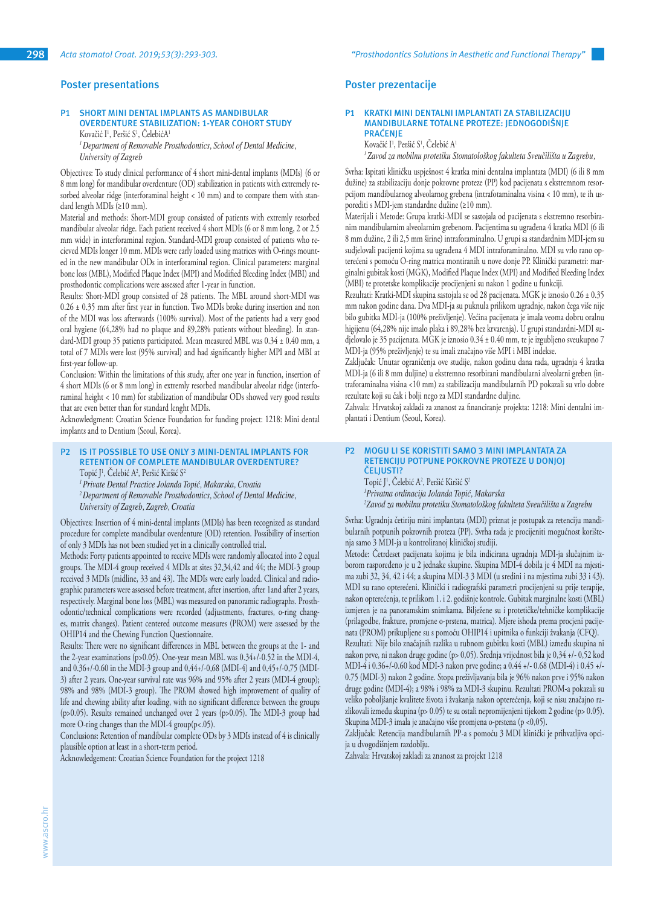## Poster presentations

### P1 SHORT MINI DENTAL IMPLANTS AS MANDIBULAR OVERDENTURE STABILIZATION: 1-YEAR COHORT STUDY

Kovačić I[1], Peršić S[1], ČelebićA[1]

*[1] Department of Removable Prosthodontics, School of Dental Medicine, University of Zagreb*

Objectives: To study clinical performance of 4 short mini-dental implants (MDIs) (6 or 8 mm long) for mandibular overdenture (OD) stabilization in patients with extremely resorbed alveolar ridge (interforaminal height < 10 mm) and to compare them with standard length MDIs (≥10 mm).

Material and methods: Short-MDI group consisted of patients with extremly resorbed mandibular alveolar ridge. Each patient received 4 short MDIs (6 or 8 mm long, 2 or 2.5 mm wide) in interforaminal region. Standard-MDI group consisted of patients who recieved MDIs longer 10 mm. MDIs were early loaded using matrices with O-rings mounted in the new mandibular ODs in interforaminal region. Clinical parameters: marginal bone loss (MBL), Modified Plaque Index (MPI) and Modified Bleeding Index (MBI) and prosthodontic complications were assessed after 1-year in function.

Results: Short-MDI group consisted of 28 patients. The MBL around short-MDI was 0.26 ± 0.35 mm after first year in function. Two MDIs broke during insertion and non of the MDI was loss afterwards (100% survival). Most of the patients had a very good oral hygiene (64,28% had no plaque and 89,28% patients without bleeding). In standard-MDI group 35 patients participated. Mean measured MBL was 0.34 ± 0.40 mm, a total of 7 MDIs were lost (95% survival) and had significantly higher MPI and MBI at first-year follow-up.

Conclusion: Within the limitations of this study, after one year in function, insertion of 4 short MDIs (6 or 8 mm long) in extremly resorbed mandibular alveolar ridge (interforaminal height < 10 mm) for stabilization of mandibular ODs showed very good results that are even better than for standard lenght MDIs.

Acknowledgment: Croatian Science Foundation for funding project: 1218: Mini dental implants and to Dentium (Seoul, Korea).

### P2 IS IT POSSIBLE TO USE ONLY 3 MINI-DENTAL IMPLANTS FOR RETENTION OF COMPLETE MANDIBULAR OVERDENTURE?

Topić J[1], Čelebić A[2], Peršić Kiršić S[2]

*[1] Private Dental Practice Jolanda Topić, Makarska, Croatia*

*[2] Department of Removable Prosthodontics, School of Dental Medicine, University of Zagreb, Zagreb, Croatia*

Objectives: Insertion of 4 mini-dental implants (MDIs) has been recognized as standard procedure for complete mandibular overdenture (OD) retention. Possibility of insertion of only 3 MDIs has not been studied yet in a clinically controlled trial.

Methods: Forty patients appointed to receive MDIs were randomly allocated into 2 equal groups. The MDI-4 group received 4 MDIs at sites 32,34,42 and 44; the MDI-3 group received 3 MDIs (midline, 33 and 43). The MDIs were early loaded. Clinical and radiographic parameters were assessed before treatment, after insertion, after 1and after 2 years, respectively. Marginal bone loss (MBL) was measured on panoramic radiographs. Prosthodontic/technical complications were recorded (adjustments, fractures, o-ring changes, matrix changes). Patient centered outcome measures (PROM) were assessed by the OHIP14 and the Chewing Function Questionnaire.

Results: There were no significant differences in MBL between the groups at the 1- and the 2-year examinations (p>0.05). One-year mean MBL was 0.34+/-0.52 in the MDI-4, and 0.36+/-0.60 in the MDI-3 group and 0,44+/-0,68 (MDI-4) and 0,45+/-0,75 (MDI-3) after 2 years. One-year survival rate was 96% and 95% after 2 years (MDI-4 group); 98% and 98% (MDI-3 group). The PROM showed high improvement of quality of life and chewing ability after loading, with no significant difference between the groups (p>0.05). Results remained unchanged over 2 years (p>0.05). The MDI-3 group had more O-ring changes than the MDI-4 group(p<.05).

Conclusions: Retention of mandibular complete ODs by 3 MDIs instead of 4 is clinically plausible option at least in a short-term period.

Acknowledgement: Croatian Science Foundation for the project 1218

## Poster prezentacije

### P1 KRATKI MINI DENTALNI IMPLANTATI ZA STABILIZACIJU MANDIBULARNE TOTALNE PROTEZE: JEDNOGODIŠNJE PRAĆENJE

Kovačić I[1], Peršić S[1], Čelebić A[1]

*[1] Zavod za mobilnu protetiku Stomatološkog fakulteta Sveučilišta u Zagrebu,*

Svrha: Ispitati kliničku uspješnost 4 kratka mini dentalna implantata (MDI) (6 ili 8 mm dužine) za stabilizaciju donje pokrovne proteze (PP) kod pacijenata s ekstremnom resorpcijom mandibularnog alveolarnog grebena (intrafotaminalna visina < 10 mm), te ih usporediti s MDI-jem standardne dužine (≥10 mm).

Materijali i Metode: Grupa kratki-MDI se sastojala od pacijenata s ekstremno resorbiranim mandibularnim alveolarnim grebenom. Pacijentima su ugrađena 4 kratka MDI (6 ili 8 mm dužine, 2 ili 2,5 mm širine) intraforaminalno. U grupi sa standardnim MDI-jem su sudjelovali pacijenti kojima su ugrađena 4 MDI intraforaminalno. MDI su vrlo rano opterećeni s pomoću O-ring matrica montiranih u nove donje PP. Klinički parametri: marginalni gubitak kosti (MGK), Modified Plaque Index (MPI) and Modified Bleeding Index (MBI) te protetske komplikacije procijenjeni su nakon 1 godine u funkciji.

Rezultati: Kratki-MDI skupina sastojala se od 28 pacijenata. MGK je iznosio 0.26 ± 0.35 mm nakon prve godine dana. Dva MDI-ja su puknula prilikom ugradnje, nakon čega više nije bilo gubitka MDI-ja (100% preživljenje). Većina pacijenata je imala veoma dobru oralnu higijenu (64,28% nije imalo plaka i 89,28% bez krvarenja). U grupi standardni-MDI sudjelovalo je 35 pacijenata. MGK je iznosio 0.34 ± 0.40 mm, te je izgubljeno sveukupno 7 MDI-ja (95% preživljenje) te su imali značajno više MPI i MBI indekse.

Zaključak: Unutar ograničenja ove studije, nakon godinu dana rada, ugradnja 4 kratka MDI-ja (6 ili 8 mm duljine) u ekstremno resorbirani mandibularni alveolarni greben (intraforaminalna visina <10 mm) za stabilizaciju mandibularnih PD pokazali su vrlo dobre rezultate koji su čak i bolji nego za MDI standardne duljine.

Zahvala: Hrvatskoj zakladi za znanost za financiranje projekta: 1218: Mini dentalni implantati i Dentium (Seoul, Korea).

### P2 MOGU LI SE KORISTITI SAMO 3 MINI IMPLANTATA ZA RETENCIJU POTPUNE POKROVNE PROTEZE U DONJOJ ČELJUSTI?

Topić J[1], Čelebić A[2], Peršić Kiršić S[2]

*[1] Privatna ordinacija Jolanda Topić, Makarska*

*[2] Zavod za mobilnu protetiku Stomatološkog fakulteta Sveučilišta u Zagrebu*

Svrha: Ugradnja četiriju mini implantata (MDI) priznat je postupak za retenciju mandibularnih potpunih pokrovnih proteza (PP). Svrha rada je procijeniti mogućnost korištenja samo 3 MDI-ja u kontroliranoj kliničkoj studiji.

Metode: Četrdeset pacijenata kojima je bila indicirana ugradnja MDI-ja slučajnim izborom raspoređeno je u 2 jednake skupine. Skupina MDI-4 dobila je 4 MDI na mjestima zubi 32, 34, 42 i 44; a skupina MDI-3 3 MDI (u sredini i na mjestima zubi 33 i 43). MDI su rano opterećeni. Klinički i radiografski parametri procijenjeni su prije terapije, nakon opterećenja, te prilikom 1. i 2. godišnje kontrole. Gubitak marginalne kosti (MBL) izmjeren je na panoramskim snimkama. Bilježene su i protetičke/tehničke komplikacije (prilagodbe, frakture, promjene o-prstena, matrica). Mjere ishoda prema procjeni pacijenata (PROM) prikupljene su s pomoću OHIP14 i upitnika o funkciji žvakanja (CFQ).

Rezultati: Nije bilo značajnih razlika u rubnom gubitku kosti (MBL) između skupina ni nakon prve, ni nakon druge godine (p> 0,05). Srednja vrijednost bila je 0,34 +/- 0,52 kod MDI-4 i 0.36+/-0.60 kod MDI-3 nakon prve godine; a 0.44 +/- 0.68 (MDI-4) i 0.45 +/- 0.75 (MDI-3) nakon 2 godine. Stopa preživljavanja bila je 96% nakon prve i 95% nakon druge godine (MDI-4); a 98% i 98% za MDI-3 skupinu. Rezultati PROM-a pokazali su veliko poboljšanje kvalitete života i žvakanja nakon opterećenja, koji se nisu značajno razlikovali između skupina (p> 0.05) te su ostali nepromijenjeni tijekom 2 godine (p> 0.05). Skupina MDI-3 imala je značajno više promjena o-prstena (p <0,05).

Zaključak: Retencija mandibularnih PP-a s pomoću 3 MDI klinički je prihvatljiva opcija u dvogodišnjem razdoblju.

Zahvala: Hrvatskoj zakladi za znanost za projekt 1218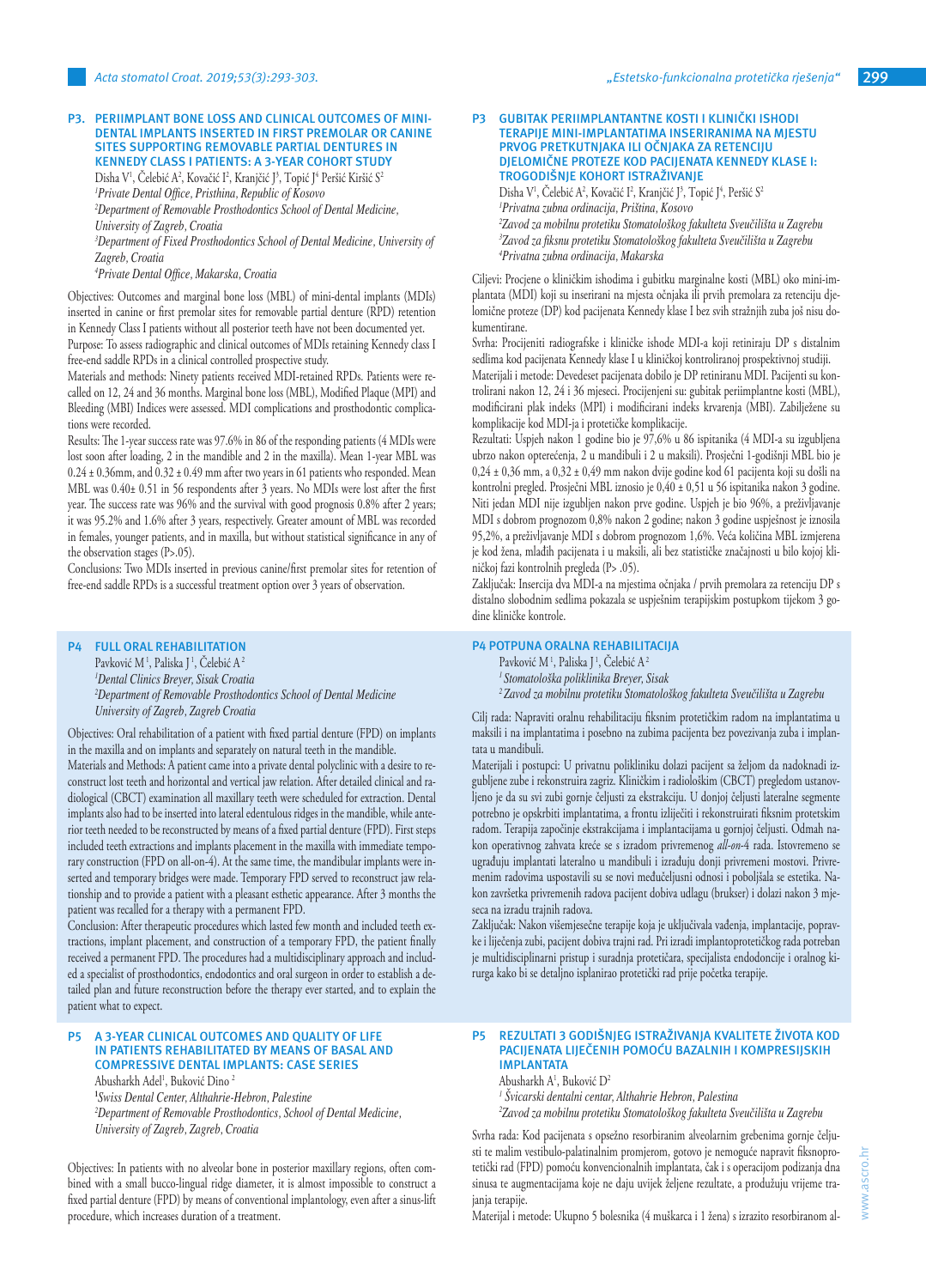### P3. PERIIMPLANT BONE LOSS AND CLINICAL OUTCOMES OF MINI-DENTAL IMPLANTS INSERTED IN FIRST PREMOLAR OR CANINE SITES SUPPORTING REMOVABLE PARTIAL DENTURES IN KENNEDY CLASS I PATIENTS: A 3-YEAR COHORT STUDY

Disha V[1], Čelebić A[2], Kovačić I[2], Kranjčić J[3], Topić J[4] Peršić Kiršić S[2]

[1]*Private Dental Office, Pristhina, Republic of Kosovo*

[2]*Department of Removable Prosthodontics School of Dental Medicine, University of Zagreb, Croatia*

[3]*Department of Fixed Prosthodontics School of Dental Medicine, University of Zagreb, Croatia*

[4]*Private Dental Office, Makarska, Croatia*

Objectives: Outcomes and marginal bone loss (MBL) of mini-dental implants (MDIs) inserted in canine or first premolar sites for removable partial denture (RPD) retention in Kennedy Class I patients without all posterior teeth have not been documented yet.

Purpose: To assess radiographic and clinical outcomes of MDIs retaining Kennedy class I free-end saddle RPDs in a clinical controlled prospective study.

Materials and methods: Ninety patients received MDI-retained RPDs. Patients were recalled on 12, 24 and 36 months. Marginal bone loss (MBL), Modified Plaque (MPI) and Bleeding (MBI) Indices were assessed. MDI complications and prosthodontic complications were recorded.

Results: The 1-year success rate was 97.6% in 86 of the responding patients (4 MDIs were lost soon after loading, 2 in the mandible and 2 in the maxilla). Mean 1-year MBL was 0.24 ± 0.36mm, and 0.32 ± 0.49 mm after two years in 61 patients who responded. Mean MBL was 0.40± 0.51 in 56 respondents after 3 years. No MDIs were lost after the first year. The success rate was 96% and the survival with good prognosis 0.8% after 2 years; it was 95.2% and 1.6% after 3 years, respectively. Greater amount of MBL was recorded in females, younger patients, and in maxilla, but without statistical significance in any of the observation stages (P>.05).

Conclusions: Two MDIs inserted in previous canine/first premolar sites for retention of free-end saddle RPDs is a successful treatment option over 3 years of observation.

### P3 GUBITAK PERIIMPLANTANTNE KOSTI I KLINIČKI ISHODI TERAPIJE MINI-IMPLANTATIMA INSERIRANIMA NA MJESTU PRVOG PRETKUTNJAKA ILI OČNJAKA ZA RETENCIJU DJELOMIČNE PROTEZE KOD PACIJENATA KENNEDY KLASE I: TROGODIŠNJE KOHORT ISTRAŽIVANJE

Disha V[1], Čelebić A[2], Kovačić I[2], Kranjčić J[3], Topić J[4], Peršić S[2]

[1]*Privatna zubna ordinacija, Priština, Kosovo*

[2]*Zavod za mobilnu protetiku Stomatološkog fakulteta Sveučilišta u Zagrebu*

[3]*Zavod za fiksnu protetiku Stomatološkog fakulteta Sveučilišta u Zagrebu*

[4]*Privatna zubna ordinacija, Makarska*

Ciljevi: Procjene o kliničkim ishodima i gubitku marginalne kosti (MBL) oko mini-implantata (MDI) koji su inserirani na mjesta očnjaka ili prvih premolara za retenciju djelomične proteze (DP) kod pacijenata Kennedy klase I bez svih stražnjih zuba još nisu dokumentirane.

Svrha: Procijeniti radiografske i kliničke ishode MDI-a koji retiniraju DP s distalnim sedlima kod pacijenata Kennedy klase I u kliničkoj kontroliranoj prospektivnoj studiji.

Materijali i metode: Devedeset pacijenata dobilo je DP retiniranu MDI. Pacijenti su kontrolirani nakon 12, 24 i 36 mjeseci. Procijenjeni su: gubitak periimplantne kosti (MBL), modificirani plak indeks (MPI) i modificirani indeks krvarenja (MBI). Zabilježene su komplikacije kod MDI-a i protetičke komplikacije.

Rezultati: Uspjeh nakon 1 godine bio je 97,6% u 86 ispitanika (4 MDI-a su izgubljena ubrzo nakon opterećenja, 2 u mandibuli i 2 u maksili). Prosječni 1-godišnji MBL bio je 0,24 ± 0,36 mm, a 0,32 ± 0,49 mm nakon dvije godine kod 61 pacijenta koji su došli na kontrolni pregled. Prosječni MBL iznosio je 0,40 ± 0,51 u 56 ispitanika nakon 3 godine. Niti jedan MDI nije izgubljen nakon prve godine. Uspjeh je bio 96%, a preživljavanje MDI s dobrom prognozom 0,8% nakon 2 godine; nakon 3 godine uspješnost je iznosila 95,2%, a preživljavanje MDI s dobrom prognozom 1,6%. Veća količina MBL izmjerena je kod žena, mlađih pacijenata i u maksili, ali bez statističke značajnosti u bilo kojoj kliničkoj fazi kontrolnih pregleda (P> .05).

Zaključak: Insercija dva MDI-a na mjestima očnjaka / prvih premolara za retenciju DP s distalno slobodnim sedlima pokazala se uspješnim terapijskim postupkom tijekom 3 godine kliničke kontrole.

### P4 FULL ORAL REHABILITATION

Pavković M[1], Paliska J[1], Čelebić A[2]

[1]*Dental Clinics Breyer, Sisak Croatia*

[2]*Department of Removable Prosthodontics School of Dental Medicine University of Zagreb, Zagreb Croatia*

Objectives: Oral rehabilitation of a patient with fixed partial denture (FPD) on implants in the maxilla and on implants and separately on natural teeth in the mandible.

Materials and Methods: A patient came into a private dental polyclinic with a desire to reconstruct lost teeth and horizontal and vertical jaw relation. After detailed clinical and radiological (CBCT) examination all maxillary teeth were scheduled for extraction. Dental implants also had to be inserted into lateral edentulous ridges in the mandible, while anterior teeth needed to be reconstructed by means of a fixed partial denture (FPD). First steps included teeth extractions and implants placement in the maxilla with immediate temporary construction (FPD on all-on-4). At the same time, the mandibular implants were inserted and temporary bridges were made. Temporary FPD served to reconstruct jaw relationship and to provide a patient with a pleasant esthetic appearance. After 3 months the patient was recalled for a therapy with a permanent FPD.

Conclusion: After therapeutic procedures which lasted few month and included teeth extractions, implant placement, and construction of a temporary FPD, the patient finally received a permanent FPD. The procedures had a multidisciplinary approach and included a specialist of prosthodontics, endodontics and oral surgeon in order to establish a detailed plan and future reconstruction before the therapy ever started, and to explain the patient what to expect.

### P4 POTPUNA ORALNA REHABILITACIJA

Pavković M[1], Paliska J[1], Čelebić A[2]

[1]*Stomatološka poliklinika Breyer, Sisak*

[2]*Zavod za mobilnu protetiku Stomatološkog fakulteta Sveučilišta u Zagrebu*

Cilj rada: Napraviti oralnu rehabilitaciju fiksnim protetičkim radom na implantatima u maksili i na implantatima i posebno na zubima pacijenta bez povezivanja zuba i implantata u mandibuli.

Materijali i postupci: U privatnu polikliniku dolazi pacijent sa željom da nadoknadi izgubljene zube i rekonstruira zagriz. Kliničkim i radiološkim (CBCT) pregledom ustanovljeno je da su svi zubi gornje čeljusti za ekstrakciju. U donjoj čeljusti lateralne segmente potrebno je opskrbiti implantatima, a frontu izliječiti i rekonstruirati fiksnim protetskim radom. Terapija započinje ekstrakcijama i implantacijama u gornjoj čeljusti. Odmah nakon operativnog zahvata kreće se s izradom privremenog *all-on-4* rada. Istovremeno se ugrađuju implantati lateralno u mandibuli i izrađuju donji privremeni mostovi. Privremenim radovima uspostavili su se novi međučeljusni odnosi i poboljšala se estetika. Nakon završetka privremenih radova pacijent dobiva udlagu (brukser) i dolazi nakon 3 mjeseca na izradu trajnih radova.

Zaključak: Nakon višemjesečne terapije koja je uključivala vađenja, implantacije, popravke i liječenja zubi, pacijent dobiva trajni rad. Pri izradi implantoprotetičkog rada potreban je multidisciplinarni pristup i suradnja protetičara, specijalista endodoncije i oralnog kirurga kako bi se detaljno isplanirao protetički rad prije početka terapije.

### P5 A 3-YEAR CLINICAL OUTCOMES AND QUALITY OF LIFE IN PATIENTS REHABILITATED BY MEANS OF BASAL AND COMPRESSIVE DENTAL IMPLANTS: CASE SERIES

Abusharkh Adel[1], Buković Dino[2]

[1]*Swiss Dental Center, Althahrie-Hebron, Palestine*

[2]*Department of Removable Prosthodontics, School of Dental Medicine, University of Zagreb, Zagreb, Croatia*

Objectives: In patients with no alveolar bone in posterior maxillary regions, often combined with a small bucco-lingual ridge diameter, it is almost impossible to construct a fixed partial denture (FPD) by means of conventional implantology, even after a sinus-lift procedure, which increases duration of a treatment.

### P5 REZULTATI 3 GODIŠNJEG ISTRAŽIVANJA KVALITETE ŽIVOTA KOD PACIJENATA LIJEČENIH POMOĆU BAZALNIH I KOMPRESIJSKIH IMPLANTATA

Abusharkh A[1], Buković D[2]

[1] *Švicarski dentalni centar, Althahrie Hebron, Palestina*

[2]*Zavod za mobilnu protetiku Stomatološkog fakulteta Sveučilišta u Zagrebu*

Svrha rada: Kod pacijenata s opsežno resorbiranim alveolarnim grebenima gornje čeljusti te malim vestibulo-palatinalnim promjerom, gotovo je nemoguće napraviti fiksnoprotetički rad (FPD) pomoću konvencionalnih implantata, čak i s operacijom podizanja dna sinusa te augmentacijama koje ne daju uvijek željene rezultate, a produžuju vrijeme trajanja terapije.

Materijal i metode: Ukupno 5 bolesnika (4 muškarca i 1 žena) s izrazito resorbiranom al-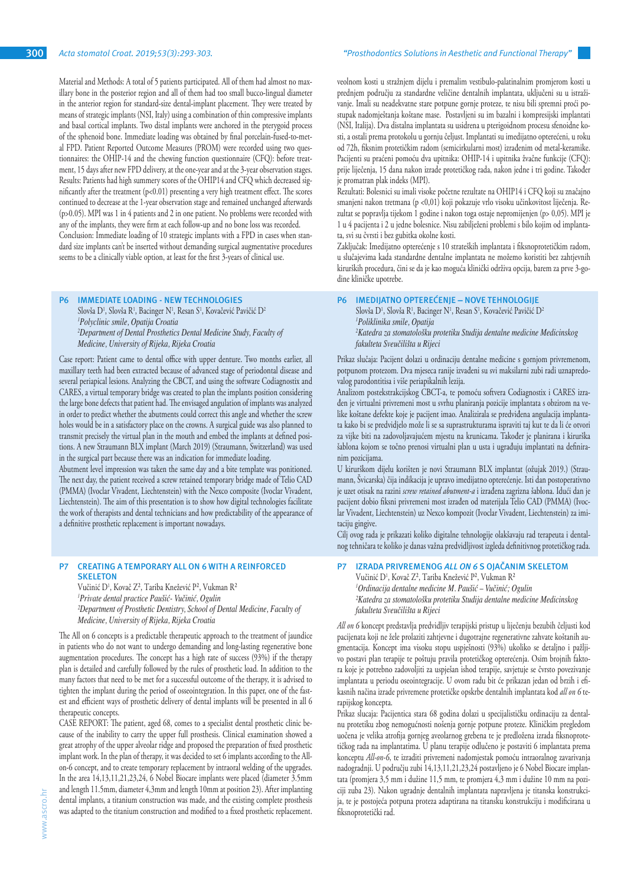Material and Methods: A total of 5 patients participated. All of them had almost no maxillary bone in the posterior region and all of them had too small bucco-lingual diameter in the anterior region for standard-size dental-implant placement. They were treated by means of strategic implants (NSI, Italy) using a combination of thin compressive implants and basal cortical implants. Two distal implants were anchored in the pterygoid process of the sphenoid bone. Immediate loading was obtained by final porcelain-fused-to-metal FPD. Patient Reported Outcome Measures (PROM) were recorded using two questionnaires: the OHIP-14 and the chewing function questionnaire (CFQ): before treatment, 15 days after new FPD delivery, at the one-year and at the 3-year observation stages. Results: Patients had high summery scores of the OHIP14 and CFQ which decreased significantly after the treatment ($p<0.01$) presenting a very high treatment effect. The scores continued to decrease at the 1-year observation stage and remained unchanged afterwards ($p>0.05$). MPI was 1 in 4 patients and 2 in one patient. No problems were recorded with any of the implants, they were firm at each follow-up and no bone loss was recorded. Conclusion: Immediate loading of 10 strategic implants with a FPD in cases when standard size implants can't be inserted without demanding surgical augmentative procedures seems to be a clinically viable option, at least for the first 3-years of clinical use.

veolnom kosti u stražnjem dijelu i premalim vestibulo-palatinalnim promjerom kosti u prednjem području za standardne veličine dentalnih implantata, uključeni su u istraživanje. Imali su neadekvatne stare potpune gornje proteze, te nisu bili spremni proći postupak nadomještanja koštane mase. Postavljeni su im bazalni i kompresijski implantati (NSI, Italija). Dva distalna implantata su usidrena u pterigoidnom procesu sfenoidne kosti, a ostali prema protokolu u gornju čeljust. Implantati su imedijatno opterećeni, u roku od 72h, fiksnim protetičkim radom (semicirkularni most) izrađenim od metal-keramike. Pacijenti su praćeni pomoću dva upitnika: OHIP-14 i upitnika žvačne funkcije (CFQ): prije liječenja, 15 dana nakon izrade protetičkog rada, nakon jedne i tri godine. Također je promatran plak indeks (MPI).
Rezultati: Bolesnici su imali visoke početne rezultate na OHIP14 i CFQ koji su značajno smanjeni nakon tretmana ($p<0,01$) koji pokazuje vrlo visoku učinkovitost liječenja. Rezultat se popravlja tijekom 1 godine i nakon toga ostaje nepromijenjen ($p>0,05$). MPI je 1 u 4 pacijenta i 2 u jedne bolesnice. Nisu zabilježeni problemi s bilo kojim od implantata, svi su čvrsti i bez gubitka okolne kosti.
Zaključak: Imedijatno opterećenje s 10 strateških implantata i fiksnoprotetičkim radom, u slučajevima kada standardne dentalne implantate ne možemo koristiti bez zahtjevnih kirurških procedura, čini se da je kao moguća klinički održiva opcija, barem za prve 3-godine kliničke upotrebe.

## P6 IMMEDIATE LOADING - NEW TECHNOLOGIES

Slovša D[1], Slovša R[1], Bacinger N[1], Resan S[1], Kovačević Pavičić D[2]
*[1]Polyclinic smile, Opatija Croatia*
*[2]Department of Dental Prosthetics Dental Medicine Study, Faculty of Medicine, University of Rijeka, Rijeka Croatia*

Case report: Patient came to dental office with upper denture. Two months earlier, all maxillary teeth had been extracted because of advanced stage of periodontal disease and several periapical lesions. Analyzing the CBCT, and using the software Codiagnostix and CARES, a virtual temporary bridge was created to plan the implants position considering the large bone defects that patient had. The envisaged angulation of implants was analyzed in order to predict whether the abutments could correct this angle and whether the screw holes would be in a satisfactory place on the crowns. A surgical guide was also planned to transmit precisely the virtual plan in the mouth and embed the implants at defined positions. A new Straumann BLX implant (March 2019) (Straumann, Switzerland) was used in the surgical part because there was an indication for immediate loading.
Abutment level impression was taken the same day and a bite template was ponitioned. The next day, the patient received a screw retained temporary bridge made of Telio CAD (PMMA) (Ivoclar Vivadent, Liechtenstein) with the Nexco composite (Ivoclar Vivadent, Liechtenstein). The aim of this presentation is to show how digital technologies facilitate the work of therapists and dental technicians and how predictability of the appearance of a definitive prosthetic replacement is important nowadays.

## P6 IMEDIJATNO OPTEREĆENJE – NOVE TEHNOLOGIJE

Slovša D[1], Slovša R[1], Bacinger N[1], Resan S[1], Kovačević Pavičić D[2]
*[1]Poliklinika smile, Opatija*
*[2]Katedra za stomatološku protetiku Studija dentalne medicine Medicinskog fakulteta Sveučilišta u Rijeci*

Prikaz slučaja: Pacijent dolazi u ordinaciju dentalne medicine s gornjom privremenom, potpunom protezom. Dva mjeseca ranije izvađeni su svi maksilarni zubi radi uznapredovalog parodontitisa i više periapikalnih lezija.
Analizom postekstrakcijskog CBCT-a, te pomoću softvera Codiagnostix i CARES izrađen je virtualni privremeni most u svrhu planiranja pozicije implantata s obzirom na velike koštane defekte koje je pacijent imao. Analizirala se predviđena angulacija implantata kako bi se predvidjelo može li se sa suprastrukturama ispraviti taj kut te da li će otvori za vijke biti na zadovoljavajućem mjestu na krunicama. Također je planirana i kirurška šablona kojom se točno prenosi virtualni plan u usta i ugrađuju implantati na definiranim pozicijama.
U kirurškom dijelu korišten je novi Straumann BLX implantat (ožujak 2019.) (Straumann, Švicarska) čija indikacija je upravo imedijatno opterećenje. Isti dan postoperativno je uzet otisak na razini *screw retained abutment-a* i izrađena zagrizna šablona. Idući dan je pacijent dobio fiksni privremeni most izrađen od materijala Telio CAD (PMMA) (Ivoclar Vivadent, Liechtenstein) uz Nexco kompozit (Ivoclar Vivadent, Liechtenstein) za imitaciju gingive.
Cilj ovog rada je prikazati koliko digitalne tehnologije olakšavaju rad terapeuta i dentalnog tehničara te koliko je danas važna predvidljivost izgleda definitivnog protetičkog rada.

## P7 CREATING A TEMPORARY ALL ON 6 WITH A REINFORCED SKELETON

Vučinić D[1], Kovač Z[2], Tariba Knežević P[2], Vukman R[2]
*[1]Private dental practice Paušić- Vučinić, Ogulin*
*[2]Department of Prosthetic Dentistry, School of Dental Medicine, Faculty of Medicine, University of Rijeka, Rijeka Croatia*

The All on 6 concepts is a predictable therapeutic approach to the treatment of jaundice in patients who do not want to undergo demanding and long-lasting regenerative bone augmentation procedures. The concept has a high rate of success (93%) if the therapy plan is detailed and carefully followed by the rules of prosthetic load. In addition to the many factors that need to be met for a successful outcome of the therapy, it is advised to tighten the implant during the period of osseointegration. In this paper, one of the fastest and efficient ways of prosthetic delivery of dental implants will be presented in all 6 therapeutic concepts.
CASE REPORT: The patient, aged 68, comes to a specialist dental prosthetic clinic because of the inability to carry the upper full prosthesis. Clinical examination showed a great atrophy of the upper alveolar ridge and proposed the preparation of fixed prosthetic implant work. In the plan of therapy, it was decided to set 6 implants according to the All-on-6 concept, and to create temporary replacement by intraoral welding of the upgrades. In the area 14,13,11,21,23,24, 6 Nobel Biocare implants were placed (diameter 3.5mm and length 11.5mm, diameter 4,3mm and length 10mm at position 23). After implanting dental implants, a titanium construction was made, and the existing complete prosthesis was adapted to the titanium construction and modified to a fixed prosthetic replacement.

## P7 IZRADA PRIVREMENOG *ALL ON 6* S OJAČANIM SKELETOM

Vučinić D[1], Kovač Z[2], Tariba Knežević P[2], Vukman R[2]
*[1]Ordinacija dentalne medicine M. Paušić – Vučinić; Ogulin*
*[2]Katedra za stomatološku protetiku Studija dentalne medicine Medicinskog fakulteta Sveučilišta u Rijeci*

*All on 6* koncept predstavlja predvidljiv terapijski pristup u liječenju bezubih čeljusti kod pacijenata koji ne žele prolaziti zahtjevne i dugotrajne regenerativne zahvate koštanih augmentacija. Koncept ima visoku stopu uspješnosti (93%) ukoliko se detaljno i pažljivo postavi plan terapije te poštuju pravila protetičkog opterećenja. Osim brojnih faktora koje je potrebno zadovoljiti za uspješan ishod terapije, savjetuje se čvrsto povezivanje implantata u periodu oseointegracije. U ovom radu bit će prikazan jedan od brzih i efikasnih načina izrade privremene protetičke opskrbe dentalnih implantata kod *all on 6* terapijskog koncepta.
Prikaz slucaja: Pacijentica stara 68 godina dolazi u specijalističku ordinaciju za dentalnu protetiku zbog nemogućnosti nošenja gornje potpune proteze. Kliničkim pregledom uočena je velika atrofija gornjeg alveolarnog grebena te je predložena izrada fiksnoprotetičkog rada na implantatima. U planu terapije odlučeno je postaviti 6 implantata prema konceptu *All-on-6*, te izraditi privremeni nadomjestak pomoću intraoralnog zavarivanja nadogradnji. U području zubi 14,13,11,21,23,24 postavljeno je 6 Nobel Biocare implantata (promjera 3,5 mm i dužine 11,5 mm, te promjera 4,3 mm i dužine 10 mm na poziciji zuba 23). Nakon ugradnje dentalnih implantata napravljena je titanska konstrukcija, te je postojeća potpuna proteza adaptirana na titansku konstrukciju i modificirana u fiksnoprotetički rad.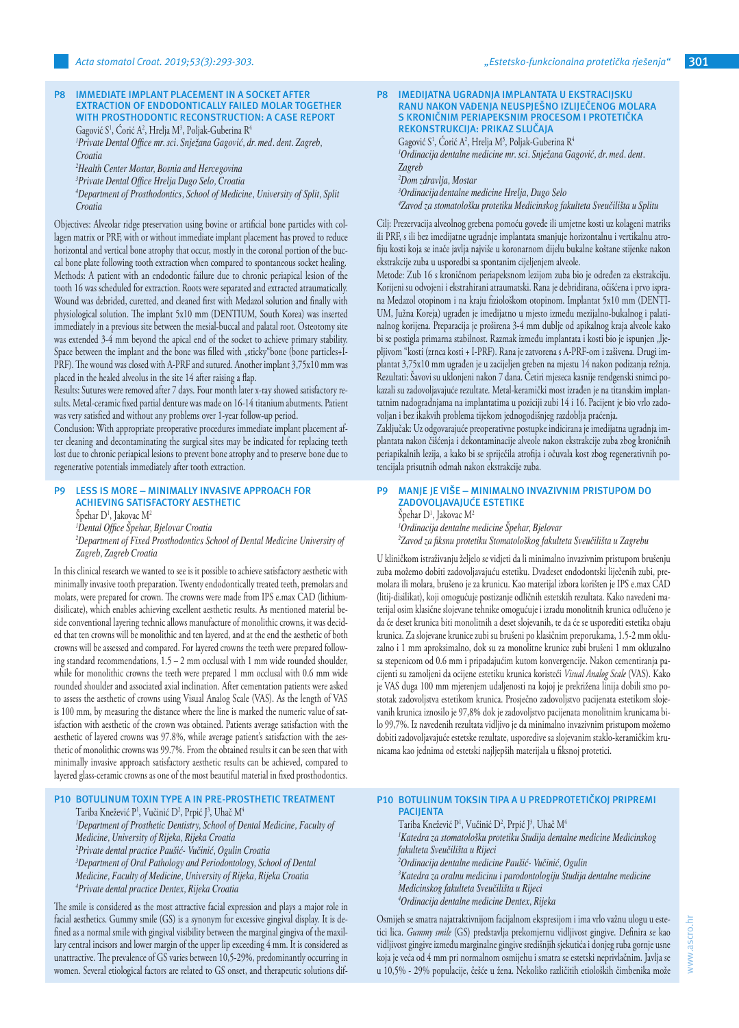## P8 IMMEDIATE IMPLANT PLACEMENT IN A SOCKET AFTER EXTRACTION OF ENDODONTICALLY FAILED MOLAR TOGETHER WITH PROSTHODONTIC RECONSTRUCTION: A CASE REPORT

Gagović S[1], Ćorić A[2], Hrelja M[3], Poljak-Guberina R[4]

[1]*Private Dental Office mr. sci. Snježana Gagović, dr. med. dent. Zagreb, Croatia*

[2]*Health Center Mostar, Bosnia and Hercegovina*

[3]*Private Dental Office Hrelja Dugo Selo, Croatia*

[4]*Department of Prosthodontics, School of Medicine, University of Split, Split Croatia*

Objectives: Alveolar ridge preservation using bovine or artificial bone particles with collagen matrix or PRF, with or without immediate implant placement has proved to reduce horizontal and vertical bone atrophy that occur, mostly in the coronal portion of the buccal bone plate following tooth extraction when compared to spontaneous socket healing.
Methods: A patient with an endodontic failure due to chronic periapical lesion of the tooth 16 was scheduled for extraction. Roots were separated and extracted atraumatically. Wound was debrided, curetted, and cleaned first with Medazol solution and finally with physiological solution. The implant 5x10 mm (DENTIUM, South Korea) was inserted immediately in a previous site between the mesial-buccal and palatal root. Osteotomy site was extended 3-4 mm beyond the apical end of the socket to achieve primary stability. Space between the implant and the bone was filled with „sticky"bone (bone particles+I-PRF). The wound was closed with A-PRF and sutured. Another implant 3,75x10 mm was placed in the healed alveolus in the site 14 after raising a flap.
Results: Sutures were removed after 7 days. Four month later x-ray showed satisfactory results. Metal-ceramic fixed partial denture was made on 16-14 titanium abutments. Patient was very satisfied and without any problems over 1-year follow-up period.
Conclusion: With appropriate preoperative procedures immediate implant placement after cleaning and decontaminating the surgical sites may be indicated for replacing teeth lost due to chronic periapical lesions to prevent bone atrophy and to preserve bone due to regenerative potentials immediately after tooth extraction.

## P9 LESS IS MORE – MINIMALLY INVASIVE APPROACH FOR ACHIEVING SATISFACTORY AESTHETIC

Špehar D[1], Jakovac M[2]

[1]*Dental Office Špehar, Bjelovar Croatia*

[2]*Department of Fixed Prosthodontics School of Dental Medicine University of Zagreb, Zagreb Croatia*

In this clinical research we wanted to see is it possible to achieve satisfactory aesthetic with minimally invasive tooth preparation. Twenty endodontically treated teeth, premolars and molars, were prepared for crown. The crowns were made from IPS e.max CAD (lithium-disilicate), which enables achieving excellent aesthetic results. As mentioned material beside conventional layering technic allows manufacture of monolithic crowns, it was decided that ten crowns will be monolithic and ten layered, and at the end the aesthetic of both crowns will be assessed and compared. For layered crowns the teeth were prepared following standard recommendations, 1.5 – 2 mm occlusal with 1 mm wide rounded shoulder, while for monolithic crowns the teeth were prepared 1 mm occlusal with 0.6 mm wide rounded shoulder and associated axial inclination. After cementation patients were asked to assess the aesthetic of crowns using Visual Analog Scale (VAS). As the length of VAS is 100 mm, by measuring the distance where the line is marked the numeric value of satisfaction with aesthetic of the crown was obtained. Patients average satisfaction with the aesthetic of layered crowns was 97.8%, while average patient's satisfaction with the aesthetic of monolithic crowns was 99.7%. From the obtained results it can be seen that with minimally invasive approach satisfactory aesthetic results can be achieved, compared to layered glass-ceramic crowns as one of the most beautiful material in fixed prosthodontics.

## P10 BOTULINUM TOXIN TYPE A IN PRE-PROSTHETIC TREATMENT

Tariba Knežević P[1], Vučinić D[2], Prpić J[3], Uhač M[4]

[1]*Department of Prosthetic Dentistry, School of Dental Medicine, Faculty of Medicine, University of Rijeka, Rijeka Croatia*

[2]*Private dental practice Paušić- Vučinić, Ogulin Croatia*

[3]*Department of Oral Pathology and Periodontology, School of Dental Medicine, Faculty of Medicine, University of Rijeka, Rijeka Croatia*

[4]*Private dental practice Dentex, Rijeka Croatia*

The smile is considered as the most attractive facial expression and plays a major role in facial aesthetics. Gummy smile (GS) is a synonym for excessive gingival display. It is defined as a normal smile with gingival visibility between the marginal gingiva of the maxillary central incisors and lower margin of the upper lip exceeding 4 mm. It is considered as unattractive. The prevalence of GS varies between 10,5-29%, predominantly occurring in women. Several etiological factors are related to GS onset, and therapeutic solutions dif-

## P8 IMEDIJATNA UGRADNJA IMPLANTATA U EKSTRAKCIJSKU RANU NAKON VAĐENJA NEUSPJEŠNO IZLIJEČENOG MOLARA S KRONIČNIM PERIAPEKSNIM PROCESOM I PROTETIČKA REKONSTRUKCIJA: PRIKAZ SLUČAJA

Gagović S[1], Ćorić A[2], Hrelja M[3], Poljak-Guberina R[4]

[1]*Ordinacija dentalne medicine mr. sci. Snježana Gagović, dr. med. dent. Zagreb*

[2]*Dom zdravlja, Mostar*

[3]*Ordinacija dentalne medicine Hrelja, Dugo Selo*

[4]*Zavod za stomatološku protetiku Medicinskog fakulteta Sveučilišta u Splitu*

Cilj: Prezervacija alveolnog grebena pomoću goveđe ili umjetne kosti uz kolageni matriks ili PRF, s ili bez imedijatne ugradnje implantata smanjuje horizontalnu i vertikalnu atrofiju kosti koja se inače javlja najviše u koronarnom dijelu bukalne koštane stijenke nakon ekstrakcije zuba u usporedbi sa spontanim cijeljenjem alveole.
Metode: Zub 16 s kroničnom periapeksnim lezijom zuba bio je određen za ekstrakciju. Korijeni su odvojeni i ekstrahirani atraumatski. Rana je debridirana, očišćena i prvo isprana Medazol otopinom i na kraju fiziološkom otopinom. Implantat 5x10 mm (DENTIUM, Južna Koreja) ugrađen je imedijatno u mjesto između mezijalno-bukalnog i palatinalnog korijena. Preparacija je proširena 3-4 mm dublje od apikalnog kraja alveole kako bi se postigla primarna stabilnost. Razmak između implantata i kosti bio je ispunjen „ljepljivom "kosti (zrnca kosti + I-PRF). Rana je zatvorena s A-PRF-om i zašivena. Drugi implantat 3,75x10 mm ugrađen je u zacijeljen greben na mjestu 14 nakon podizanja režnja.
Rezultati: Šavovi su uklonjeni nakon 7 dana. Četiri mjeseca kasnije rendgenski snimci pokazali su zadovoljavajuće rezultate. Metal-keramički most izrađen je na titanskim implantatnim nadogradnjama na implantatima u poziciji zubi 14 i 16. Pacijent je bio vrlo zadovoljan i bez ikakvih problema tijekom jednogodišnjeg razdoblja praćenja.
Zaključak: Uz odgovarajuće preoperativne postupke indicirana je imedijatna ugradnja implantata nakon čišćenja i dekontaminacije alveole nakon ekstrakcije zuba zbog kroničnih periapikalnih lezija, a kako bi se spriječila atrofija i očuvala kost zbog regenerativnih potencijala prisutnih odmah nakon ekstrakcije zuba.

## P9 MANJE JE VIŠE – MINIMALNO INVAZIVNIM PRISTUPOM DO ZADOVOLJAVAJUĆE ESTETIKE

Špehar D[1], Jakovac M[2]

[1]*Ordinacija dentalne medicine Špehar, Bjelovar*

[2]*Zavod za fiksnu protetiku Stomatološkog fakulteta Sveučilišta u Zagrebu*

U kliničkom istraživanju željelo se vidjeti da li minimalno invazivnim pristupom brušenju zuba možemo dobiti zadovoljavajuću estetiku. Dvadeset endodontski liječenih zubi, premolara ili molara, brušeno je za krunicu. Kao materijal izbora korišten je IPS e.max CAD (litij-disilikat), koji omogućuje postizanje odličnih estetskih rezultata. Kako navedeni materijal osim klasične slojevane tehnike omogućuje i izradu monolitnih krunica odlučeno je da će deset krunica biti monolitne i deset slojevanih, te da će se usporediti estetika obaju krunica. Za slojevane krunice zubi su brušeni po klasičnim preporukama, 1.5-2 mm okluzalno i 1 mm aproksimalno, dok su za monolitne krunice zubi brušeni 1 mm okluzalno sa stepenicom od 0.6 mm i pripadajućim kutom konvergencije. Nakon cementiranja pacijenti su zamoljeni da ocijene estetiku krunica koristeći *Visual Analog Scale* (VAS). Kako je VAS duga 100 mm mjerenjem udaljenosti na kojoj je prekrižena linija dobili smo postotak zadovoljstva estetikom krunica. Prosječno zadovoljstvo pacijenata estetikom slojevanih krunica iznosilo je 97,8% dok je zadovoljstvo pacijenata monolitnim krunicama bilo 99,7%. Iz navedenih rezultata vidljivo je da minimalno invazivnim pristupom možemo dobiti zadovoljavajuće estetske rezultate, usporedive sa slojevanim staklo-keramičkim krunicama kao jednima od estetski najljepših materijala u fiksnoj protetici.

## P10 BOTULINUM TOKSIN TIPA A U PREDPROTETIČKOJ PRIPREMI PACIJENTA

Tariba Knežević P[1], Vučinić D[2], Prpić J[3], Uhač M[4]

[1]*Katedra za stomatološku protetiku Studija dentalne medicine Medicinskog fakulteta Sveučilišta u Rijeci*

[2]*Ordinacija dentalne medicine Paušić- Vučinić, Ogulin*

[3]*Katedra za oralnu medicinu i parodontologiju Studija dentalne medicine Medicinskog fakulteta Sveučilišta u Rijeci*

[4]*Ordinacija dentalne medicine Dentex, Rijeka*

Osmijeh se smatra najatraktivnijom facijalnom ekspresijom i ima vrlo važnu ulogu u estetici lica. *Gummy smile* (GS) predstavlja prekomjernu vidljivost gingive. Definira se kao vidljivost gingive između marginalne gingive središnjih sjekutića i donjeg ruba gornje usne koja je veća od 4 mm pri normalnom osmijehu i smatra se estetski neprivlačnim. Javlja se u 10,5% - 29% populacije, češće u žena. Nekoliko različitih etioloških čimbenika može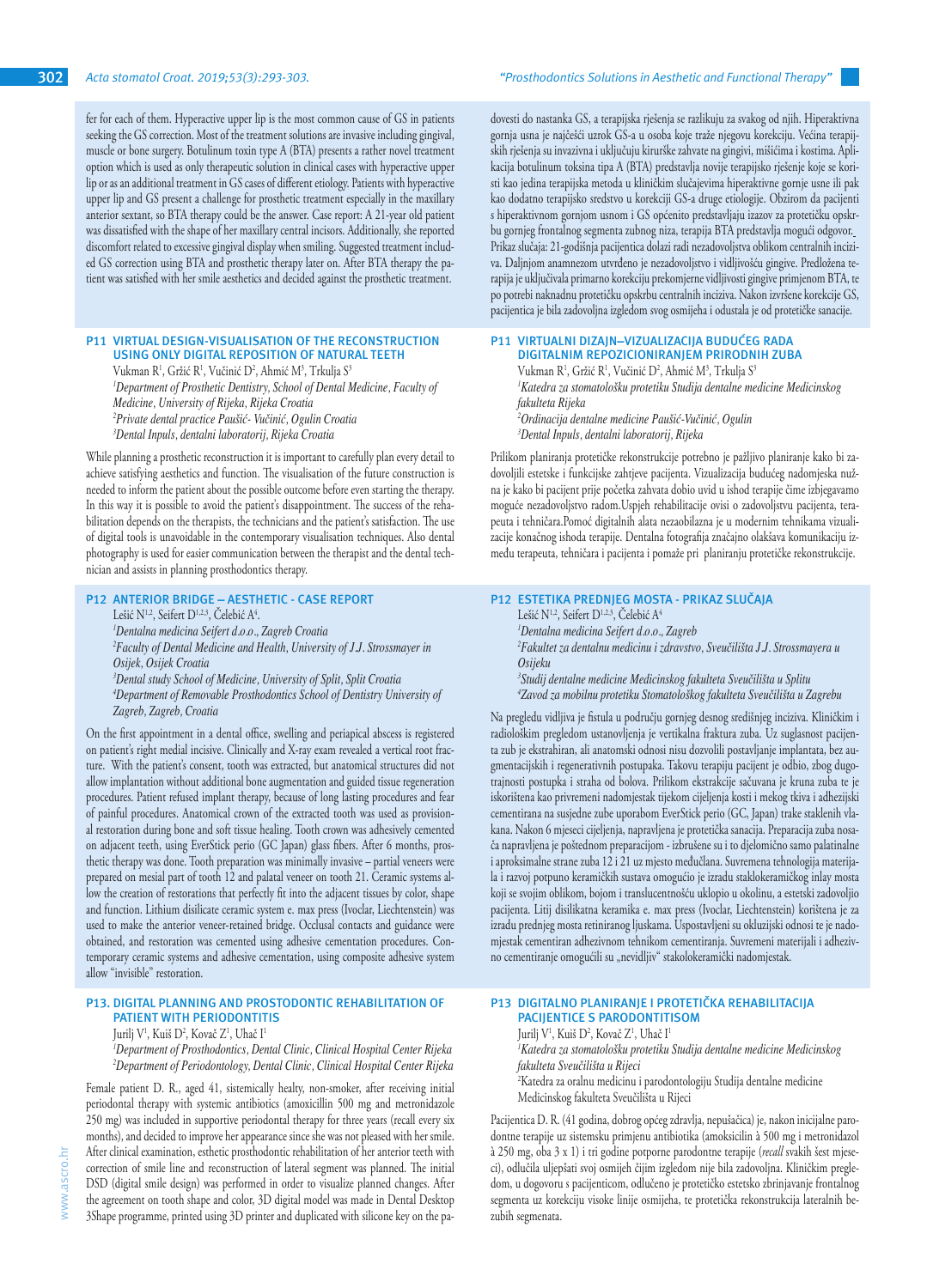fer for each of them. Hyperactive upper lip is the most common cause of GS in patients seeking the GS correction. Most of the treatment solutions are invasive including gingival, muscle or bone surgery. Botulinum toxin type A (BTA) presents a rather novel treatment option which is used as only therapeutic solution in clinical cases with hyperactive upper lip or as an additional treatment in GS cases of different etiology. Patients with hyperactive upper lip and GS present a challenge for prosthetic treatment especially in the maxillary anterior sextant, so BTA therapy could be the answer. Case report: A 21-year old patient was dissatisfied with the shape of her maxillary central incisors. Additionally, she reported discomfort related to excessive gingival display when smiling. Suggested treatment included GS correction using BTA and prosthetic therapy later on. After BTA therapy the patient was satisfied with her smile aesthetics and decided against the prosthetic treatment.

dovesti do nastanka GS, a terapijska rješenja se razlikuju za svakog od njih. Hiperaktivna gornja usna je najčešći uzrok GS-a u osoba koje traže njegovu korekciju. Većina terapijskih rješenja su invazivna i uključuju kirurške zahvate na gingivi, mišićima i kostima. Aplikacija botulinum toksina tipa A (BTA) predstavlja novije terapijsko rješenje koje se koristi kao jedina terapijska metoda u kliničkim slučajevima hiperaktivne gornje usne ili pak kao dodatno terapijsko sredstvo u korekciji GS-a druge etiologije. Obzirom da pacijenti s hiperaktivnom gornjom usnom i GS općenito predstavljaju izazov za protetičku opskrbu gornjeg frontalnog segmenta zubnog niza, terapija BTA predstavlja mogući odgovor. Prikaz slučaja: 21-godišnja pacijentica dolazi radi nezadovoljstva oblikom centralnih inciziva. Daljnjom anamnezom utvrđeno je nezadovoljstvo i vidljivošću gingive. Predložena terapija je uključivala primarno korekciju prekomjerne vidljivosti gingive primjenom BTA, te po potrebi naknadnu protetičku opskrbu centralnih inciziva. Nakon izvršene korekcije GS, pacijentica je bila zadovoljna izgledom svog osmijeha i odustala je od protetičke sanacije.

## P11 VIRTUAL DESIGN-VISUALISATION OF THE RECONSTRUCTION USING ONLY DIGITAL REPOSITION OF NATURAL TEETH

Vukman R[1], Gržić R[1], Vučinić D[2], Ahmić M[3], Trkulja S[3]

*[1]Department of Prosthetic Dentistry, School of Dental Medicine, Faculty of Medicine, University of Rijeka, Rijeka Croatia*
*[2]Private dental practice Paušić- Vučinić, Ogulin Croatia*
*[3]Dental Inpuls, dentalni laboratorij, Rijeka Croatia*

While planning a prosthetic reconstruction it is important to carefully plan every detail to achieve satisfying aesthetics and function. The visualisation of the future construction is needed to inform the patient about the possible outcome before even starting the therapy. In this way it is possible to avoid the patient's disappointment. The success of the rehabilitation depends on the therapists, the technicians and the patient's satisfaction. The use of digital tools is unavoidable in the contemporary visualisation techniques. Also dental photography is used for easier communication between the therapist and the dental technician and assists in planning prosthodontics therapy.

## P11 VIRTUALNI DIZAJN–VIZUALIZACIJA BUDUĆEG RADA DIGITALNIM REPOZICIONIRANJEM PRIRODNIH ZUBA

Vukman R[1], Gržić R[1], Vučinić D[2], Ahmić M[3], Trkulja S[3]

*[1]Katedra za stomatološku protetiku Studija dentalne medicine Medicinskog fakulteta Rijeka*
*[2]Ordinacija dentalne medicine Paušić-Vučinić, Ogulin*
*[3]Dental Inpuls, dentalni laboratorij, Rijeka*

Prilikom planiranja protetičke rekonstrukcije potrebno je pažljivo planiranje kako bi zadovoljili estetske i funkcijske zahtjeve pacijenta. Vizualizacija budućeg nadomjeska nužna je kako bi pacijent prije početka zahvata dobio uvid u ishod terapije čime izbjegavamo moguće nezadovoljstvo radom.Uspjeh rehabilitacije ovisi o zadovoljstvu pacijenta, terapeuta i tehničara.Pomoć digitalnih alata nezaobilazna je u modernim tehnikama vizualizacije konačnog ishoda terapije. Dentalna fotografija značajno olakšava komunikaciju između terapeuta, tehničara i pacijenta i pomaže pri planiranju protetičke rekonstrukcije.

## P12 ANTERIOR BRIDGE – AESTHETIC - CASE REPORT

Lešić N[1,2], Seifert D[1,2,3], Čelebić A[4].

*[1]Dentalna medicina Seifert d.o.o., Zagreb Croatia*
*[2]Faculty of Dental Medicine and Health, University of J.J. Strossmayer in Osijek, Osijek Croatia*
*[3]Dental study School of Medicine, University of Split, Split Croatia*
*[4]Department of Removable Prosthodontics School of Dentistry University of Zagreb, Zagreb, Croatia*

On the first appointment in a dental office, swelling and periapical abscess is registered on patient's right medial incisive. Clinically and X-ray exam revealed a vertical root fracture. With the patient's consent, tooth was extracted, but anatomical structures did not allow implantation without additional bone augmentation and guided tissue regeneration procedures. Patient refused implant therapy, because of long lasting procedures and fear of painful procedures. Anatomical crown of the extracted tooth was used as provisional restoration during bone and soft tissue healing. Tooth crown was adhesively cemented on adjacent teeth, using EverStick perio (GC Japan) glass fibers. After 6 months, prosthetic therapy was done. Tooth preparation was minimally invasive – partial veneers were prepared on mesial part of tooth 12 and palatal veneer on tooth 21. Ceramic systems allow the creation of restorations that perfectly fit into the adjacent tissues by color, shape and function. Lithium disilicate ceramic system e. max press (Ivoclar, Liechtenstein) was used to make the anterior veneer-retained bridge. Occlusal contacts and guidance were obtained, and restoration was cemented using adhesive cementation procedures. Contemporary ceramic systems and adhesive cementation, using composite adhesive system allow "invisible" restoration.

## P12 ESTETIKA PREDNJEG MOSTA - PRIKAZ SLUČAJA

Lešić N[1,2], Seifert D[1,2,3], Čelebić A[4]

*[1]Dentalna medicina Seifert d.o.o., Zagreb*
*[2]Fakultet za dentalnu medicinu i zdravstvo, Sveučilišta J.J. Strossmayera u Osijeku*
*[3]Studij dentalne medicine Medicinskog fakulteta Sveučilišta u Splitu*
*[4]Zavod za mobilnu protetiku Stomatološkog fakulteta Sveučilišta u Zagrebu*

Na pregledu vidljiva je fistula u području gornjeg desnog središnjeg inciziva. Kliničkim i radiološkim pregledom ustanovljenja je vertikalna fraktura zuba. Uz suglasnost pacijenta zub je ekstrahiran, ali anatomski odnosi nisu dozvolili postavljanje implantata, bez augmentacijskih i regenerativnih postupaka. Takovu terapiju pacijent je odbio, zbog dugotrajnosti postupka i straha od bolova. Prilikom ekstrakcije sačuvana je kruna zuba te je iskorištena kao privremeni nadomjestak tijekom cijeljenja kosti i mekog tkiva i adhezijski cementirana na susjedne zube uporabom EverStick perio (GC, Japan) trake staklenih vlakana. Nakon 6 mjeseci cijeljenja, napravljena je protetička sanacija. Preparacija zuba nosača napravljena je poštednom preparacijom - izbrušene su i to djelomično samo palatinalne i aproksimalne strane zuba 12 i 21 uz mjesto međučlana. Suvremena tehnologija materijala i razvoj potpuno keramičkih sustava omogućio je izradu staklokeramičkog inlay mosta koji se svojim oblikom, bojom i translucentnošću uklopio u okolinu, a estetski zadovoljio pacijenta. Litij disilikatna keramika e. max press (Ivoclar, Liechtenstein) korištena je za izradu prednjeg mosta retiniranog ljuskama. Uspostavljeni su okluzijski odnosi te je nadomjestak cementiran adhezivnom tehnikom cementiranja. Suvremeni materijali i adhezivno cementiranje omogućili su „nevidljiv" staklokeramički nadomjestak.

## P13. DIGITAL PLANNING AND PROSTODONTIC REHABILITATION OF PATIENT WITH PERIODONTITIS

Jurilj V[1], Kuiš D[2], Kovač Z[1], Uhač I[1]

*[1]Department of Prosthodontics, Dental Clinic, Clinical Hospital Center Rijeka*
*[2]Department of Periodontology, Dental Clinic, Clinical Hospital Center Rijeka*

Female patient D. R., aged 41, sistemically healty, non-smoker, after receiving initial periodontal therapy with systemic antibiotics (amoxicillin 500 mg and metronidazole 250 mg) was included in supportive periodontal therapy for three years (recall every six months), and decided to improve her appearance since she was not pleased with her smile. After clinical examination, esthetic prosthodontic rehabilitation of her anterior teeth with correction of smile line and reconstruction of lateral segment was planned. The initial DSD (digital smile design) was performed in order to visualize planned changes. After the agreement on tooth shape and color, 3D digital model was made in Dental Desktop 3Shape programme, printed using 3D printer and duplicated with silicone key on the pa-

## P13 DIGITALNO PLANIRANJE I PROTETIČKA REHABILITACIJA PACIJENTICE S PARODONTITISOM

Jurilj V[1], Kuiš D[2], Kovač Z[1], Uhač I[1]

*[1]Katedra za stomatološku protetiku Studija dentalne medicine Medicinskog fakulteta Sveučilišta u Rijeci*
[2]Katedra za oralnu medicinu i parodontologiju Studija dentalne medicine Medicinskog fakulteta Sveučilišta u Rijeci

Pacijentica D. R. (41 godina, dobrog općeg zdravlja, nepušačica) je, nakon inicijalne parodontne terapije uz sistemsku primjenu antibiotika (amoksicilin à 500 mg i metronidazol à 250 mg, oba 3 x 1) i tri godine potporne parodontne terapije (*recall* svakih šest mjeseci), odlučila uljepšati svoj osmijeh čijim izgledom nije bila zadovoljna. Kliničkim pregledom, u dogovoru s pacijenticom, odlučeno je protetičko estetsko zbrinjavanje frontalnog segmenta uz korekciju visoke linije osmijeha, te protetička rekonstrukcija lateralnih bezubih segmenata.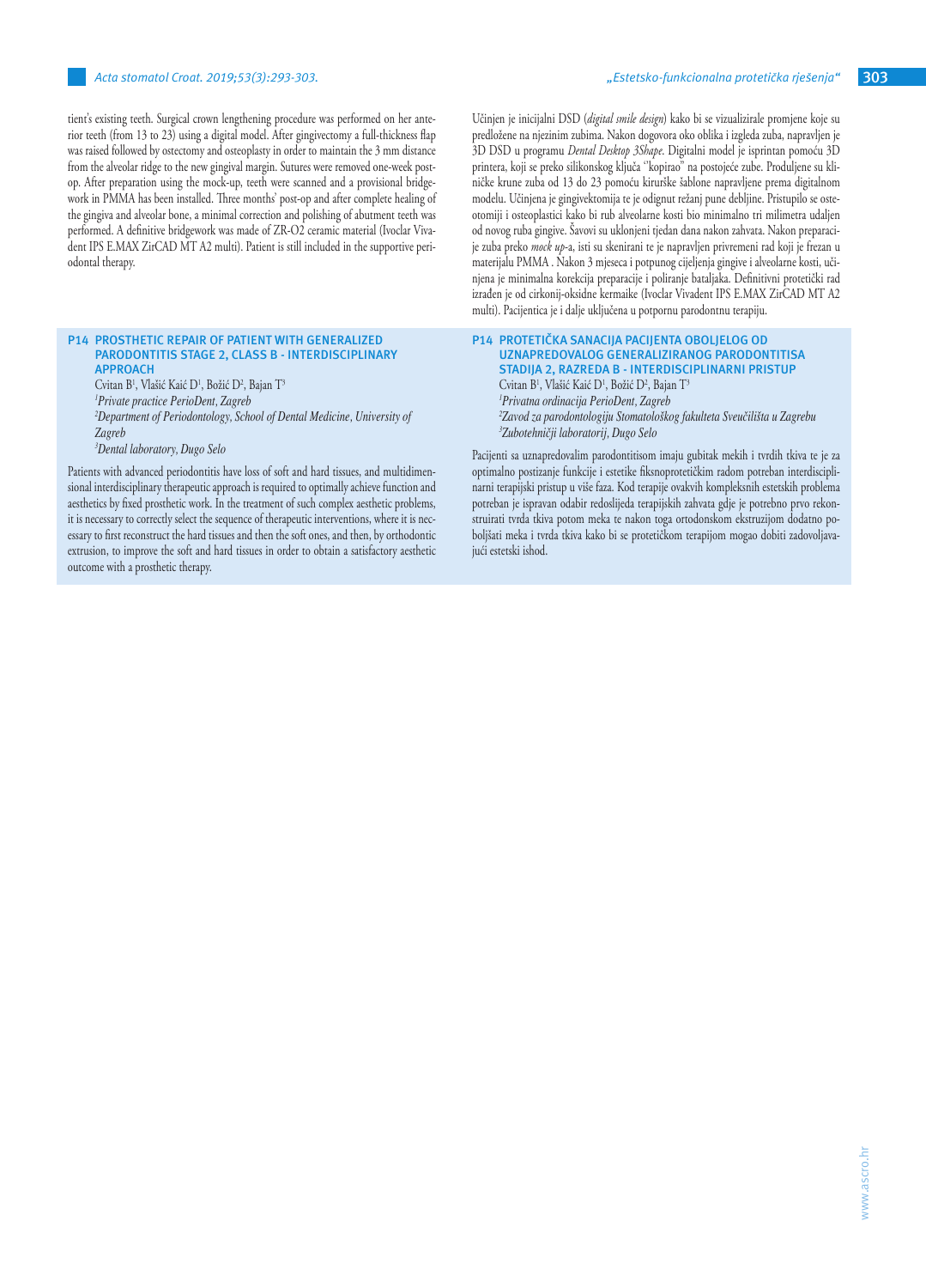tient's existing teeth. Surgical crown lengthening procedure was performed on her anterior teeth (from 13 to 23) using a digital model. After gingivectomy a full-thickness flap was raised followed by ostectomy and osteoplasty in order to maintain the 3 mm distance from the alveolar ridge to the new gingival margin. Sutures were removed one-week post-op. After preparation using the mock-up, teeth were scanned and a provisional bridgework in PMMA has been installed. Three months' post-op and after complete healing of the gingiva and alveolar bone, a minimal correction and polishing of abutment teeth was performed. A definitive bridgework was made of ZR-O2 ceramic material (Ivoclar Vivadent IPS E.MAX ZirCAD MT A2 multi). Patient is still included in the supportive periodontal therapy.

Učinjen je inicijalni DSD (*digital smile design*) kako bi se vizualizirale promjene koje su predložene na njezinim zubima. Nakon dogovora oko oblika i izgleda zuba, napravljen je 3D DSD u programu *Dental Desktop 3Shape*. Digitalni model je isprintan pomoću 3D printera, koji se preko silikonskog ključa ''kopirao'' na postojeće zube. Produljene su kliničke krune zuba od 13 do 23 pomoću kirurške šablone napravljene prema digitalnom modelu. Učinjena je gingivektomija te je odignut režanj pune debljine. Pristupilo se osteotomiji i osteoplastici kako bi rub alveolarne kosti bio minimalno tri milimetra udaljen od novog ruba gingive. Šavovi su uklonjeni tjedan dana nakon zahvata. Nakon preparacije zuba preko *mock up*-a, isti su skenirani te je napravljen privremeni rad koji je frezan u materijalu PMMA . Nakon 3 mjeseca i potpunog cijeljenja gingive i alveolarne kosti, učinjena je minimalna korekcija preparacije i poliranje bataljaka. Definitivni protetički rad izrađen je od cirkonij-oksidne kermaike (Ivoclar Vivadent IPS E.MAX ZirCAD MT A2 multi). Pacijentica je i dalje uključena u potpornu parodontnu terapiju.

## P14 PROSTHETIC REPAIR OF PATIENT WITH GENERALIZED PARODONTITIS STAGE 2, CLASS B - INTERDISCIPLINARY APPROACH

Cvitan B[1], Vlašić Kaić D[1], Božić D[2], Bajan T[3]

[1]*Private practice PerioDent, Zagreb*

[2]*Department of Periodontology, School of Dental Medicine, University of Zagreb*

[3]*Dental laboratory, Dugo Selo*

Patients with advanced periodontitis have loss of soft and hard tissues, and multidimensional interdisciplinary therapeutic approach is required to optimally achieve function and aesthetics by fixed prosthetic work. In the treatment of such complex aesthetic problems, it is necessary to correctly select the sequence of therapeutic interventions, where it is necessary to first reconstruct the hard tissues and then the soft ones, and then, by orthodontic extrusion, to improve the soft and hard tissues in order to obtain a satisfactory aesthetic outcome with a prosthetic therapy.

## P14 PROTETIČKA SANACIJA PACIJENTA OBOLJELOG OD UZNAPREDOVALOG GENERALIZIRANOG PARODONTITISA STADIJA 2, RAZREDA B - INTERDISCIPLINARNI PRISTUP

Cvitan B[1], Vlašić Kaić D[1], Božić D[2], Bajan T[3]

[1]*Privatna ordinacija PerioDent, Zagreb*

[2]*Zavod za parodontologiju Stomatološkog fakulteta Sveučilišta u Zagrebu*

[3]*Zubotehnički laboratorij, Dugo Selo*

Pacijenti sa uznapredovalim parodontitisom imaju gubitak mekih i tvrdih tkiva te je za optimalno postizanje funkcije i estetike fiksnoprotetičkim radom potreban interdisciplinarni terapijski pristup u više faza. Kod terapije ovakvih kompleksnih estetskih problema potreban je ispravan odabir redoslijeda terapijskih zahvata gdje je potrebno prvo rekonstruirati tvrda tkiva potom meka te nakon toga ortodonskom ekstruzijom dodatno poboljšati meka i tvrda tkiva kako bi se protetičkom terapijom mogao dobiti zadovoljavajući estetski ishod.